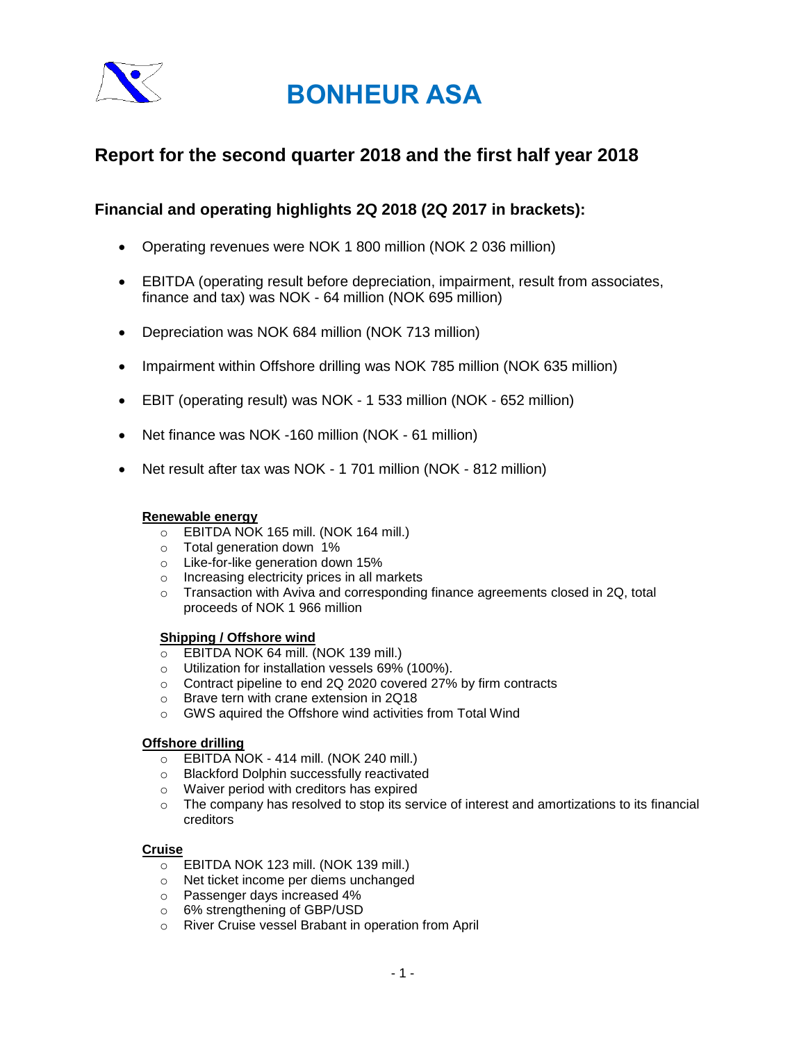# BONHEUR ASA

## Report for the second quarter 2018 and the first half year 2018

### Financial and operating highlights 2Q 2018 (2Q 2017 in brackets):

- Operating revenues were NOK 1 800 million (NOK 2 036 million)
- EBITDA (operating result before depreciation, impairment, result from associates, finance and tax) was NOK - 64 million (NOK 695 million)
- Depreciation was NOK 684 million (NOK 713 million)
- Impairment within Offshore drilling was NOK 785 million (NOK 635 million)
- EBIT (operating result) was NOK - 1 533 million (NOK - 652 million)
- Net finance was NOK -160 million (NOK - 61 million)
- Net result after tax was NOK - 1 701 million (NOK - 812 million)

**Renewable energy**

- EBITDA NOK 165 mill. (NOK 164 mill.)
- Total generation down 1%
- Like-for-like generation down 15%
- Increasing electricity prices in all markets
- Transaction with Aviva and corresponding finance agreements closed in 2Q, total proceeds of NOK 1 966 million

**Shipping / Offshore wind**

- EBITDA NOK 64 mill. (NOK 139 mill.)
- Utilization for installation vessels 69% (100%).
- Contract pipeline to end 2Q 2020 covered 27% by firm contracts
- Brave tern with crane extension in 2Q18
- GWS aquired the Offshore wind activities from Total Wind

**Offshore drilling**

- EBITDA NOK - 414 mill. (NOK 240 mill.)
- Blackford Dolphin successfully reactivated
- Waiver period with creditors has expired
- The company has resolved to stop its service of interest and amortizations to its financial creditors

**Cruise**

- EBITDA NOK 123 mill. (NOK 139 mill.)
- Net ticket income per diems unchanged
- Passenger days increased 4%
- 6% strengthening of GBP/USD
- River Cruise vessel Brabant in operation from April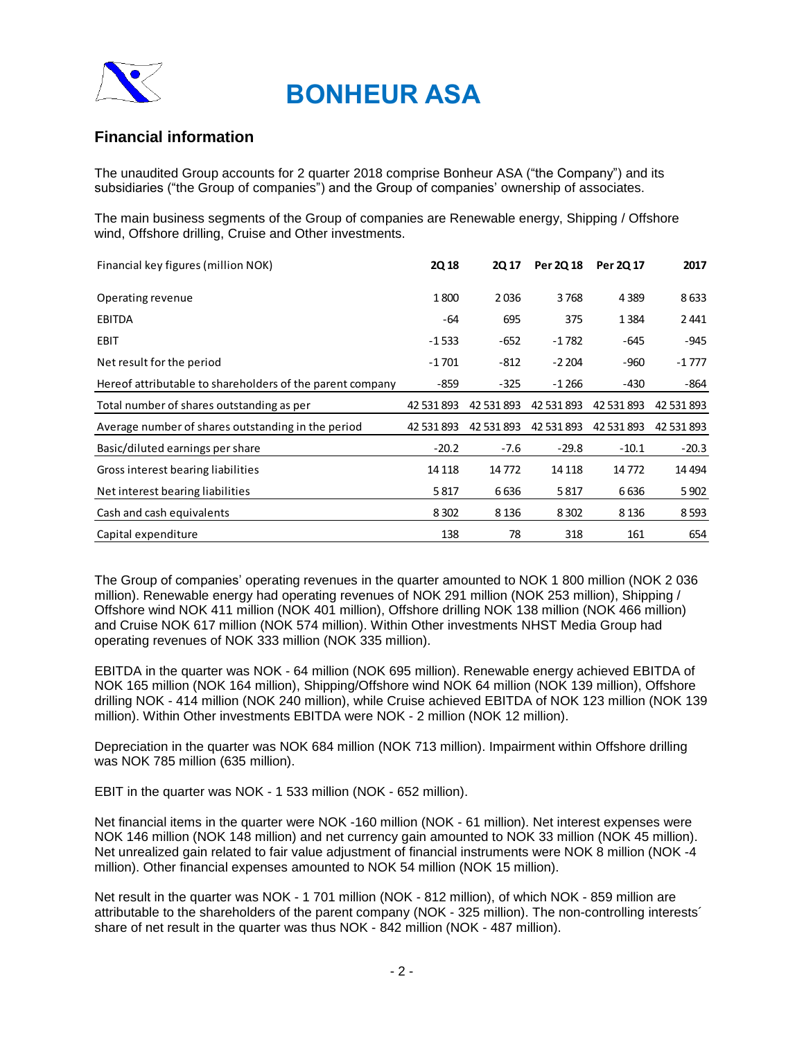# BONHEUR ASA

## Financial information

The unaudited Group accounts for 2 quarter 2018 comprise Bonheur ASA ("the Company") and its subsidiaries ("the Group of companies") and the Group of companies' ownership of associates.

The main business segments of the Group of companies are Renewable energy, Shipping / Offshore wind, Offshore drilling, Cruise and Other investments.

| Financial key figures (million NOK) | 2Q 18 | 2Q 17 | Per 2Q 18 | Per 2Q 17 | 2017 |
|---|---|---|---|---|---|
| Operating revenue | 1 800 | 2 036 | 3 768 | 4 389 | 8 633 |
| EBITDA | -64 | 695 | 375 | 1 384 | 2 441 |
| EBIT | -1 533 | -652 | -1 782 | -645 | -945 |
| Net result for the period | -1 701 | -812 | -2 204 | -960 | -1 777 |
| Hereof attributable to shareholders of the parent company | -859 | -325 | -1 266 | -430 | -864 |
| Total number of shares outstanding as per | 42 531 893 | 42 531 893 | 42 531 893 | 42 531 893 | 42 531 893 |
| Average number of shares outstanding in the period | 42 531 893 | 42 531 893 | 42 531 893 | 42 531 893 | 42 531 893 |
| Basic/diluted earnings per share | -20.2 | -7.6 | -29.8 | -10.1 | -20.3 |
| Gross interest bearing liabilities | 14 118 | 14 772 | 14 118 | 14 772 | 14 494 |
| Net interest bearing liabilities | 5 817 | 6 636 | 5 817 | 6 636 | 5 902 |
| Cash and cash equivalents | 8 302 | 8 136 | 8 302 | 8 136 | 8 593 |
| Capital expenditure | 138 | 78 | 318 | 161 | 654 |

The Group of companies' operating revenues in the quarter amounted to NOK 1 800 million (NOK 2 036 million). Renewable energy had operating revenues of NOK 291 million (NOK 253 million), Shipping / Offshore wind NOK 411 million (NOK 401 million), Offshore drilling NOK 138 million (NOK 466 million) and Cruise NOK 617 million (NOK 574 million). Within Other investments NHST Media Group had operating revenues of NOK 333 million (NOK 335 million).

EBITDA in the quarter was NOK - 64 million (NOK 695 million). Renewable energy achieved EBITDA of NOK 165 million (NOK 164 million), Shipping/Offshore wind NOK 64 million (NOK 139 million), Offshore drilling NOK - 414 million (NOK 240 million), while Cruise achieved EBITDA of NOK 123 million (NOK 139 million). Within Other investments EBITDA were NOK - 2 million (NOK 12 million).

Depreciation in the quarter was NOK 684 million (NOK 713 million). Impairment within Offshore drilling was NOK 785 million (635 million).

EBIT in the quarter was NOK - 1 533 million (NOK - 652 million).

Net financial items in the quarter were NOK -160 million (NOK - 61 million). Net interest expenses were NOK 146 million (NOK 148 million) and net currency gain amounted to NOK 33 million (NOK 45 million). Net unrealized gain related to fair value adjustment of financial instruments were NOK 8 million (NOK -4 million). Other financial expenses amounted to NOK 54 million (NOK 15 million).

Net result in the quarter was NOK - 1 701 million (NOK - 812 million), of which NOK - 859 million are attributable to the shareholders of the parent company (NOK - 325 million). The non-controlling interests´ share of net result in the quarter was thus NOK - 842 million (NOK - 487 million).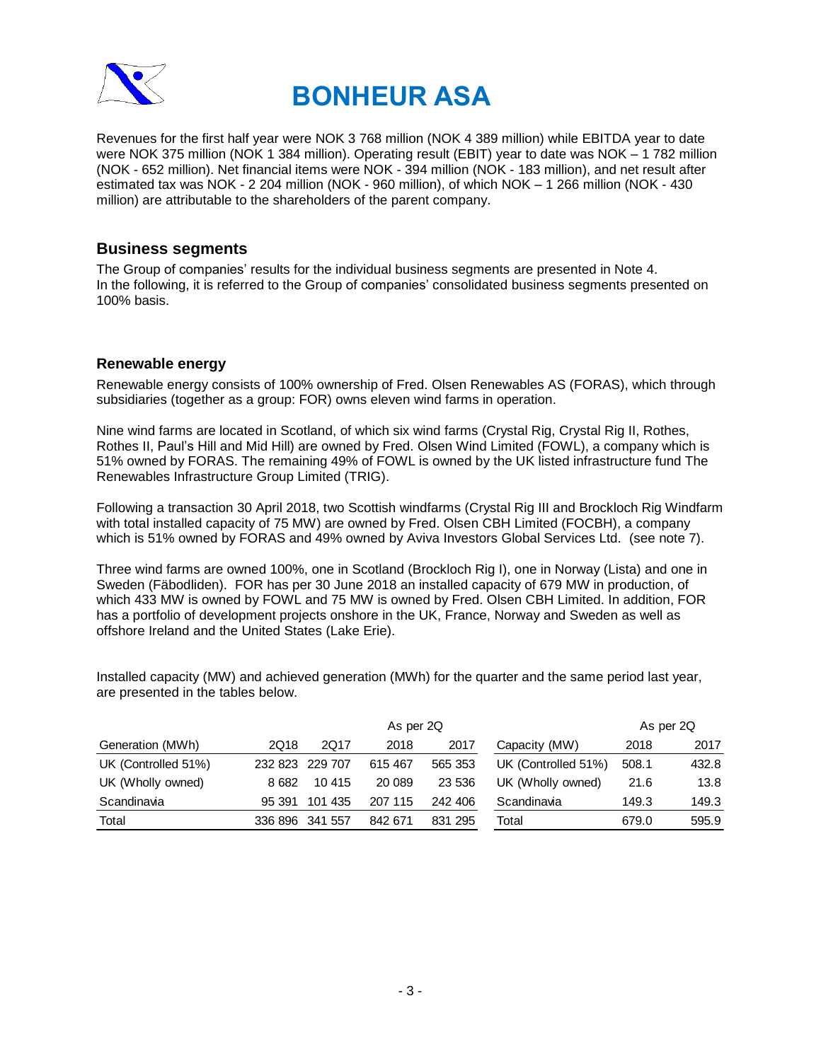# BONHEUR ASA

Revenues for the first half year were NOK 3 768 million (NOK 4 389 million) while EBITDA year to date were NOK 375 million (NOK 1 384 million). Operating result (EBIT) year to date was NOK – 1 782 million (NOK - 652 million). Net financial items were NOK - 394 million (NOK - 183 million), and net result after estimated tax was NOK - 2 204 million (NOK - 960 million), of which NOK – 1 266 million (NOK - 430 million) are attributable to the shareholders of the parent company.

## Business segments

The Group of companies' results for the individual business segments are presented in Note 4. In the following, it is referred to the Group of companies' consolidated business segments presented on 100% basis.

### Renewable energy

Renewable energy consists of 100% ownership of Fred. Olsen Renewables AS (FORAS), which through subsidiaries (together as a group: FOR) owns eleven wind farms in operation.

Nine wind farms are located in Scotland, of which six wind farms (Crystal Rig, Crystal Rig II, Rothes, Rothes II, Paul's Hill and Mid Hill) are owned by Fred. Olsen Wind Limited (FOWL), a company which is 51% owned by FORAS. The remaining 49% of FOWL is owned by the UK listed infrastructure fund The Renewables Infrastructure Group Limited (TRIG).

Following a transaction 30 April 2018, two Scottish windfarms (Crystal Rig III and Brockloch Rig Windfarm with total installed capacity of 75 MW) are owned by Fred. Olsen CBH Limited (FOCBH), a company which is 51% owned by FORAS and 49% owned by Aviva Investors Global Services Ltd. (see note 7).

Three wind farms are owned 100%, one in Scotland (Brockloch Rig I), one in Norway (Lista) and one in Sweden (Fäbodliden). FOR has per 30 June 2018 an installed capacity of 679 MW in production, of which 433 MW is owned by FOWL and 75 MW is owned by Fred. Olsen CBH Limited. In addition, FOR has a portfolio of development projects onshore in the UK, France, Norway and Sweden as well as offshore Ireland and the United States (Lake Erie).

Installed capacity (MW) and achieved generation (MWh) for the quarter and the same period last year, are presented in the tables below.

| | | | As per 2Q | |
|---|---|---|---|---|
| Generation (MWh) | 2Q18 | 2Q17 | 2018 | 2017 |
| UK (Controlled 51%) | 232 823 | 229 707 | 615 467 | 565 353 |
| UK (Wholly owned) | 8 682 | 10 415 | 20 089 | 23 536 |
| Scandinavia | 95 391 | 101 435 | 207 115 | 242 406 |
| Total | 336 896 | 341 557 | 842 671 | 831 295 |

| | As per 2Q | |
|---|---|---|
| Capacity (MW) | 2018 | 2017 |
| UK (Controlled 51%) | 508.1 | 432.8 |
| UK (Wholly owned) | 21.6 | 13.8 |
| Scandinavia | 149.3 | 149.3 |
| Total | 679.0 | 595.9 |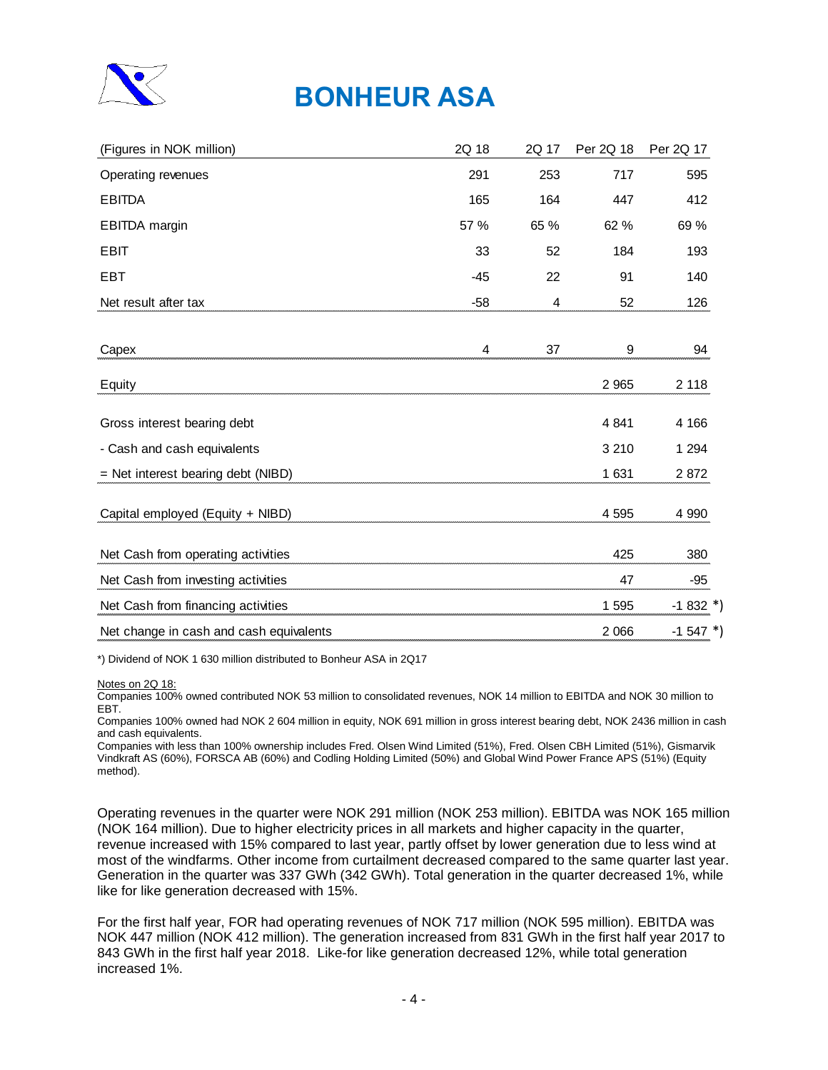# BONHEUR ASA

| (Figures in NOK million) | 2Q 18 | 2Q 17 | Per 2Q 18 | Per 2Q 17 |
|---|---|---|---|---|
| Operating revenues | 291 | 253 | 717 | 595 |
| EBITDA | 165 | 164 | 447 | 412 |
| EBITDA margin | 57 % | 65 % | 62 % | 69 % |
| EBIT | 33 | 52 | 184 | 193 |
| EBT | -45 | 22 | 91 | 140 |
| Net result after tax | -58 | 4 | 52 | 126 |
| | | | | |
| Capex | 4 | 37 | 9 | 94 |
| | | | | |
| Equity | | | 2 965 | 2 118 |
| | | | | |
| Gross interest bearing debt | | | 4 841 | 4 166 |
| - Cash and cash equivalents | | | 3 210 | 1 294 |
| = Net interest bearing debt (NIBD) | | | 1 631 | 2 872 |
| | | | | |
| Capital employed (Equity + NIBD) | | | 4 595 | 4 990 |
| | | | | |
| Net Cash from operating activities | | | 425 | 380 |
| Net Cash from investing activities | | | 47 | -95 |
| Net Cash from financing activities | | | 1 595 | -1 832 *) |
| Net change in cash and cash equivalents | | | 2 066 | -1 547 *) |

*) Dividend of NOK 1 630 million distributed to Bonheur ASA in 2Q17

Notes on 2Q 18:
Companies 100% owned contributed NOK 53 million to consolidated revenues, NOK 14 million to EBITDA and NOK 30 million to EBT.
Companies 100% owned had NOK 2 604 million in equity, NOK 691 million in gross interest bearing debt, NOK 2436 million in cash and cash equivalents.
Companies with less than 100% ownership includes Fred. Olsen Wind Limited (51%), Fred. Olsen CBH Limited (51%), Gismarvik Vindkraft AS (60%), FORSCA AB (60%) and Codling Holding Limited (50%) and Global Wind Power France APS (51%) (Equity method).

Operating revenues in the quarter were NOK 291 million (NOK 253 million). EBITDA was NOK 165 million (NOK 164 million). Due to higher electricity prices in all markets and higher capacity in the quarter, revenue increased with 15% compared to last year, partly offset by lower generation due to less wind at most of the windfarms. Other income from curtailment decreased compared to the same quarter last year. Generation in the quarter was 337 GWh (342 GWh). Total generation in the quarter decreased 1%, while like for like generation decreased with 15%.

For the first half year, FOR had operating revenues of NOK 717 million (NOK 595 million). EBITDA was NOK 447 million (NOK 412 million). The generation increased from 831 GWh in the first half year 2017 to 843 GWh in the first half year 2018. Like-for like generation decreased 12%, while total generation increased 1%.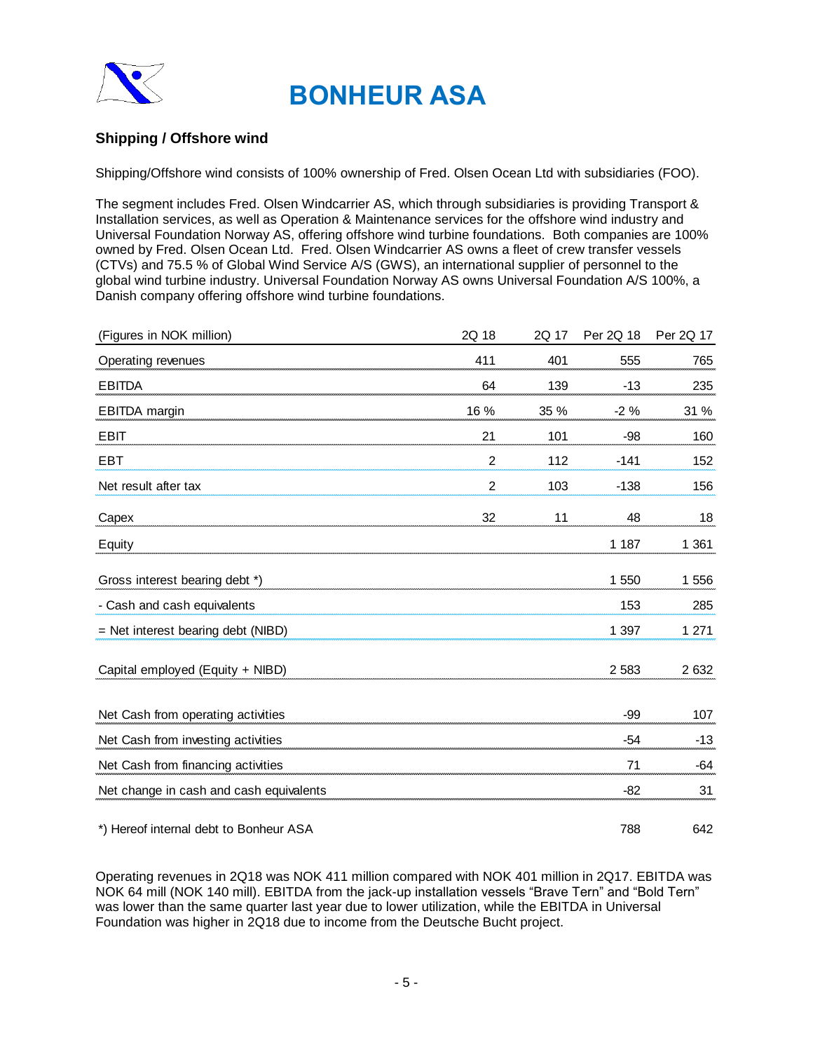# BONHEUR ASA

## Shipping / Offshore wind

Shipping/Offshore wind consists of 100% ownership of Fred. Olsen Ocean Ltd with subsidiaries (FOO).

The segment includes Fred. Olsen Windcarrier AS, which through subsidiaries is providing Transport & Installation services, as well as Operation & Maintenance services for the offshore wind industry and Universal Foundation Norway AS, offering offshore wind turbine foundations. Both companies are 100% owned by Fred. Olsen Ocean Ltd. Fred. Olsen Windcarrier AS owns a fleet of crew transfer vessels (CTVs) and 75.5 % of Global Wind Service A/S (GWS), an international supplier of personnel to the global wind turbine industry. Universal Foundation Norway AS owns Universal Foundation A/S 100%, a Danish company offering offshore wind turbine foundations.

| (Figures in NOK million) | 2Q 18 | 2Q 17 | Per 2Q 18 | Per 2Q 17 |
|---|---|---|---|---|
| Operating revenues | 411 | 401 | 555 | 765 |
| EBITDA | 64 | 139 | -13 | 235 |
| EBITDA margin | 16 % | 35 % | -2 % | 31 % |
| EBIT | 21 | 101 | -98 | 160 |
| EBT | 2 | 112 | -141 | 152 |
| Net result after tax | 2 | 103 | -138 | 156 |
| Capex | 32 | 11 | 48 | 18 |
| Equity | | | 1 187 | 1 361 |
| Gross interest bearing debt *) | | | 1 550 | 1 556 |
| - Cash and cash equivalents | | | 153 | 285 |
| = Net interest bearing debt (NIBD) | | | 1 397 | 1 271 |
| Capital employed (Equity + NIBD) | | | 2 583 | 2 632 |
| Net Cash from operating activities | | | -99 | 107 |
| Net Cash from investing activities | | | -54 | -13 |
| Net Cash from financing activities | | | 71 | -64 |
| Net change in cash and cash equivalents | | | -82 | 31 |
| *) Hereof internal debt to Bonheur ASA | | | 788 | 642 |

Operating revenues in 2Q18 was NOK 411 million compared with NOK 401 million in 2Q17. EBITDA was NOK 64 mill (NOK 140 mill). EBITDA from the jack-up installation vessels "Brave Tern" and "Bold Tern" was lower than the same quarter last year due to lower utilization, while the EBITDA in Universal Foundation was higher in 2Q18 due to income from the Deutsche Bucht project.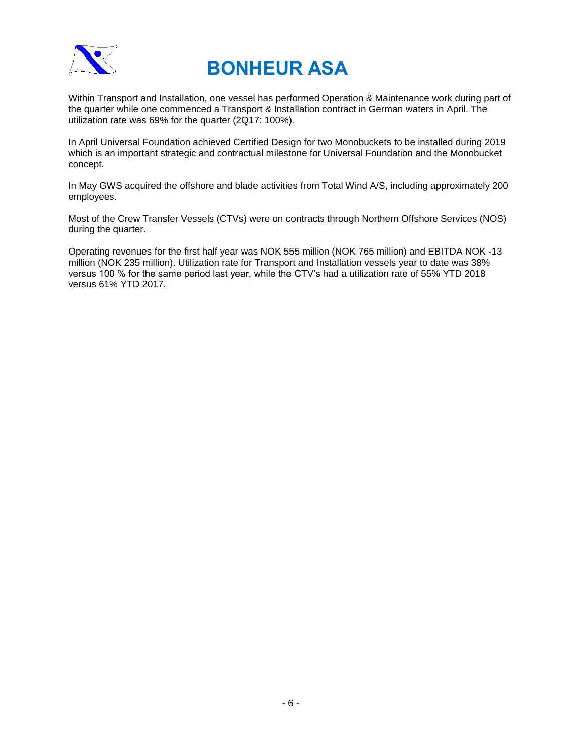Within Transport and Installation, one vessel has performed Operation & Maintenance work during part of the quarter while one commenced a Transport & Installation contract in German waters in April. The utilization rate was 69% for the quarter (2Q17: 100%).

In April Universal Foundation achieved Certified Design for two Monobuckets to be installed during 2019 which is an important strategic and contractual milestone for Universal Foundation and the Monobucket concept.

In May GWS acquired the offshore and blade activities from Total Wind A/S, including approximately 200 employees.

Most of the Crew Transfer Vessels (CTVs) were on contracts through Northern Offshore Services (NOS) during the quarter.

Operating revenues for the first half year was NOK 555 million (NOK 765 million) and EBITDA NOK -13 million (NOK 235 million). Utilization rate for Transport and Installation vessels year to date was 38% versus 100 % for the same period last year, while the CTV's had a utilization rate of 55% YTD 2018 versus 61% YTD 2017.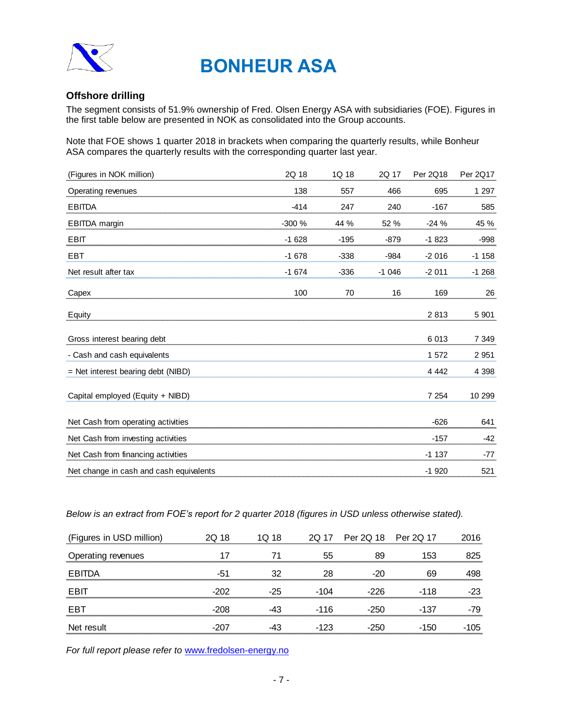# BONHEUR ASA

## Offshore drilling

The segment consists of 51.9% ownership of Fred. Olsen Energy ASA with subsidiaries (FOE). Figures in the first table below are presented in NOK as consolidated into the Group accounts.

Note that FOE shows 1 quarter 2018 in brackets when comparing the quarterly results, while Bonheur ASA compares the quarterly results with the corresponding quarter last year.

| (Figures in NOK million) | 2Q 18 | 1Q 18 | 2Q 17 | Per 2Q18 | Per 2Q17 |
|---|---|---|---|---|---|
| Operating revenues | 138 | 557 | 466 | 695 | 1 297 |
| EBITDA | -414 | 247 | 240 | -167 | 585 |
| EBITDA margin | -300 % | 44 % | 52 % | -24 % | 45 % |
| EBIT | -1 628 | -195 | -879 | -1 823 | -998 |
| EBT | -1 678 | -338 | -984 | -2 016 | -1 158 |
| Net result after tax | -1 674 | -336 | -1 046 | -2 011 | -1 268 |
| Capex | 100 | 70 | 16 | 169 | 26 |
| Equity | | | | 2 813 | 5 901 |
| Gross interest bearing debt | | | | 6 013 | 7 349 |
| - Cash and cash equivalents | | | | 1 572 | 2 951 |
| = Net interest bearing debt (NIBD) | | | | 4 442 | 4 398 |
| Capital employed (Equity + NIBD) | | | | 7 254 | 10 299 |
| Net Cash from operating activities | | | | -626 | 641 |
| Net Cash from investing activities | | | | -157 | -42 |
| Net Cash from financing activities | | | | -1 137 | -77 |
| Net change in cash and cash equivalents | | | | -1 920 | 521 |

*Below is an extract from FOE's report for 2 quarter 2018 (figures in USD unless otherwise stated).*

| (Figures in USD million) | 2Q 18 | 1Q 18 | 2Q 17 | Per 2Q 18 | Per 2Q 17 | 2016 |
|---|---|---|---|---|---|---|
| Operating revenues | 17 | 71 | 55 | 89 | 153 | 825 |
| EBITDA | -51 | 32 | 28 | -20 | 69 | 498 |
| EBIT | -202 | -25 | -104 | -226 | -118 | -23 |
| EBT | -208 | -43 | -116 | -250 | -137 | -79 |
| Net result | -207 | -43 | -123 | -250 | -150 | -105 |

*For full report please refer to* [www.fredolsen-energy.no](http://www.fredolsen-energy.no)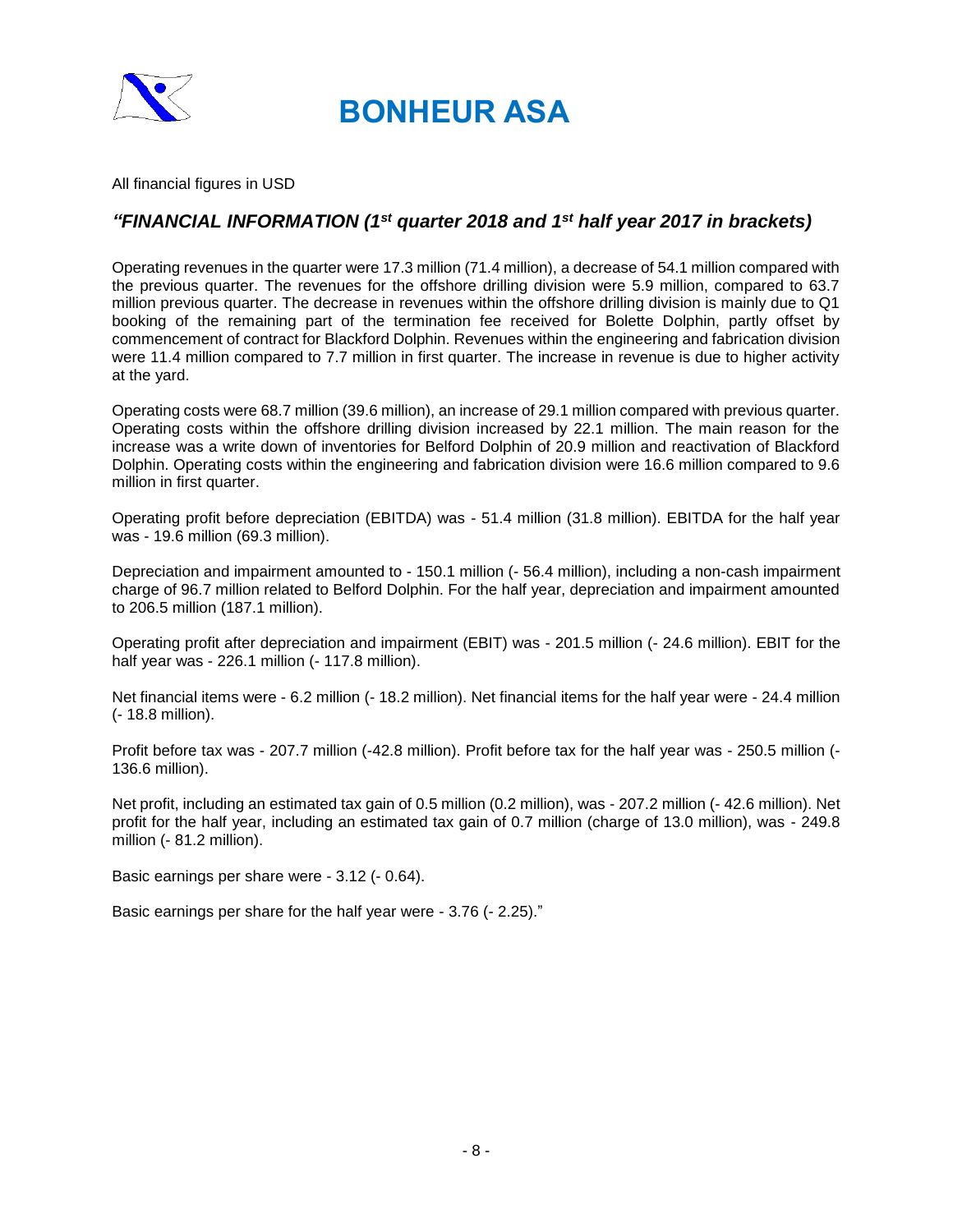# BONHEUR ASA

All financial figures in USD

## *"FINANCIAL INFORMATION (1st quarter 2018 and 1st half year 2017 in brackets)*

Operating revenues in the quarter were 17.3 million (71.4 million), a decrease of 54.1 million compared with the previous quarter. The revenues for the offshore drilling division were 5.9 million, compared to 63.7 million previous quarter. The decrease in revenues within the offshore drilling division is mainly due to Q1 booking of the remaining part of the termination fee received for Bolette Dolphin, partly offset by commencement of contract for Blackford Dolphin. Revenues within the engineering and fabrication division were 11.4 million compared to 7.7 million in first quarter. The increase in revenue is due to higher activity at the yard.

Operating costs were 68.7 million (39.6 million), an increase of 29.1 million compared with previous quarter. Operating costs within the offshore drilling division increased by 22.1 million. The main reason for the increase was a write down of inventories for Belford Dolphin of 20.9 million and reactivation of Blackford Dolphin. Operating costs within the engineering and fabrication division were 16.6 million compared to 9.6 million in first quarter.

Operating profit before depreciation (EBITDA) was - 51.4 million (31.8 million). EBITDA for the half year was - 19.6 million (69.3 million).

Depreciation and impairment amounted to - 150.1 million (- 56.4 million), including a non-cash impairment charge of 96.7 million related to Belford Dolphin. For the half year, depreciation and impairment amounted to 206.5 million (187.1 million).

Operating profit after depreciation and impairment (EBIT) was - 201.5 million (- 24.6 million). EBIT for the half year was - 226.1 million (- 117.8 million).

Net financial items were - 6.2 million (- 18.2 million). Net financial items for the half year were - 24.4 million (- 18.8 million).

Profit before tax was - 207.7 million (-42.8 million). Profit before tax for the half year was - 250.5 million (- 136.6 million).

Net profit, including an estimated tax gain of 0.5 million (0.2 million), was - 207.2 million (- 42.6 million). Net profit for the half year, including an estimated tax gain of 0.7 million (charge of 13.0 million), was - 249.8 million (- 81.2 million).

Basic earnings per share were - 3.12 (- 0.64).

Basic earnings per share for the half year were - 3.76 (- 2.25)."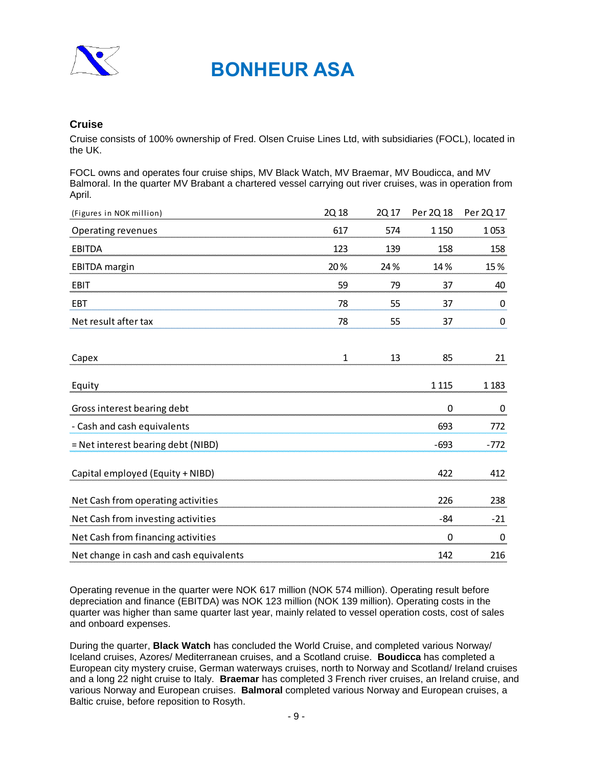# BONHEUR ASA

## Cruise

Cruise consists of 100% ownership of Fred. Olsen Cruise Lines Ltd, with subsidiaries (FOCL), located in the UK.

FOCL owns and operates four cruise ships, MV Black Watch, MV Braemar, MV Boudicca, and MV Balmoral. In the quarter MV Brabant a chartered vessel carrying out river cruises, was in operation from April.

| (Figures in NOK million) | 2Q 18 | 2Q 17 | Per 2Q 18 | Per 2Q 17 |
|---|---|---|---|---|
| Operating revenues | 617 | 574 | 1 150 | 1 053 |
| EBITDA | 123 | 139 | 158 | 158 |
| EBITDA margin | 20 % | 24 % | 14 % | 15 % |
| EBIT | 59 | 79 | 37 | 40 |
| EBT | 78 | 55 | 37 | 0 |
| Net result after tax | 78 | 55 | 37 | 0 |
| | | | | |
| Capex | 1 | 13 | 85 | 21 |
| | | | | |
| Equity | | | 1 115 | 1 183 |
| | | | | |
| Gross interest bearing debt | | | 0 | 0 |
| - Cash and cash equivalents | | | 693 | 772 |
| = Net interest bearing debt (NIBD) | | | -693 | -772 |
| | | | | |
| Capital employed (Equity + NIBD) | | | 422 | 412 |
| | | | | |
| Net Cash from operating activities | | | 226 | 238 |
| Net Cash from investing activities | | | -84 | -21 |
| Net Cash from financing activities | | | 0 | 0 |
| Net change in cash and cash equivalents | | | 142 | 216 |

Operating revenue in the quarter were NOK 617 million (NOK 574 million). Operating result before depreciation and finance (EBITDA) was NOK 123 million (NOK 139 million). Operating costs in the quarter was higher than same quarter last year, mainly related to vessel operation costs, cost of sales and onboard expenses.

During the quarter, **Black Watch** has concluded the World Cruise, and completed various Norway/ Iceland cruises, Azores/ Mediterranean cruises, and a Scotland cruise. **Boudicca** has completed a European city mystery cruise, German waterways cruises, north to Norway and Scotland/ Ireland cruises and a long 22 night cruise to Italy. **Braemar** has completed 3 French river cruises, an Ireland cruise, and various Norway and European cruises. **Balmoral** completed various Norway and European cruises, a Baltic cruise, before reposition to Rosyth.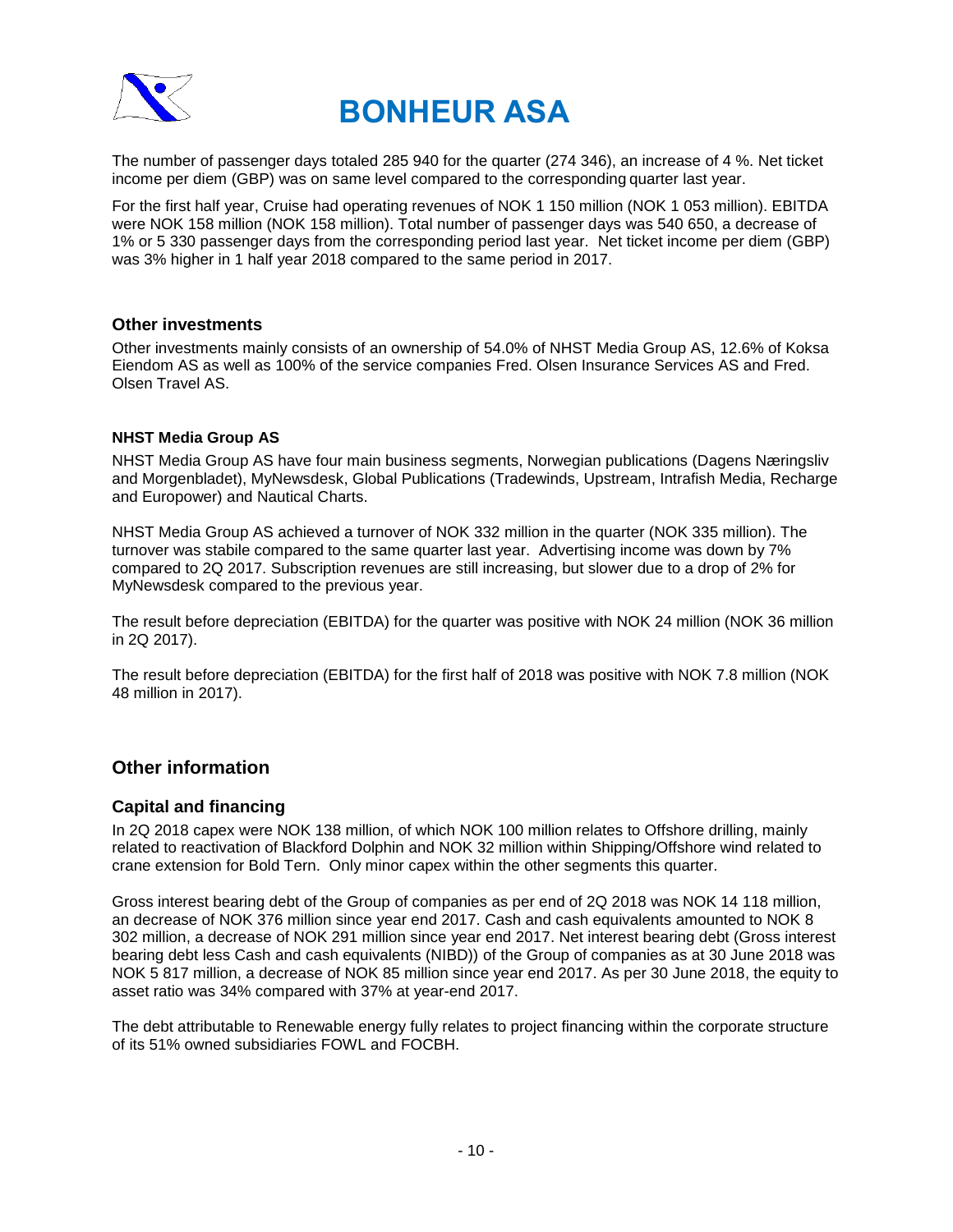The number of passenger days totaled 285 940 for the quarter (274 346), an increase of 4 %. Net ticket income per diem (GBP) was on same level compared to the corresponding quarter last year.

For the first half year, Cruise had operating revenues of NOK 1 150 million (NOK 1 053 million). EBITDA were NOK 158 million (NOK 158 million). Total number of passenger days was 540 650, a decrease of 1% or 5 330 passenger days from the corresponding period last year. Net ticket income per diem (GBP) was 3% higher in 1 half year 2018 compared to the same period in 2017.

### Other investments

Other investments mainly consists of an ownership of 54.0% of NHST Media Group AS, 12.6% of Koksa Eiendom AS as well as 100% of the service companies Fred. Olsen Insurance Services AS and Fred. Olsen Travel AS.

#### NHST Media Group AS

NHST Media Group AS have four main business segments, Norwegian publications (Dagens Næringsliv and Morgenbladet), MyNewsdesk, Global Publications (Tradewinds, Upstream, Intrafish Media, Recharge and Europower) and Nautical Charts.

NHST Media Group AS achieved a turnover of NOK 332 million in the quarter (NOK 335 million). The turnover was stabile compared to the same quarter last year. Advertising income was down by 7% compared to 2Q 2017. Subscription revenues are still increasing, but slower due to a drop of 2% for MyNewsdesk compared to the previous year.

The result before depreciation (EBITDA) for the quarter was positive with NOK 24 million (NOK 36 million in 2Q 2017).

The result before depreciation (EBITDA) for the first half of 2018 was positive with NOK 7.8 million (NOK 48 million in 2017).

## Other information

### Capital and financing

In 2Q 2018 capex were NOK 138 million, of which NOK 100 million relates to Offshore drilling, mainly related to reactivation of Blackford Dolphin and NOK 32 million within Shipping/Offshore wind related to crane extension for Bold Tern. Only minor capex within the other segments this quarter.

Gross interest bearing debt of the Group of companies as per end of 2Q 2018 was NOK 14 118 million, an decrease of NOK 376 million since year end 2017. Cash and cash equivalents amounted to NOK 8 302 million, a decrease of NOK 291 million since year end 2017. Net interest bearing debt (Gross interest bearing debt less Cash and cash equivalents (NIBD)) of the Group of companies as at 30 June 2018 was NOK 5 817 million, a decrease of NOK 85 million since year end 2017. As per 30 June 2018, the equity to asset ratio was 34% compared with 37% at year-end 2017.

The debt attributable to Renewable energy fully relates to project financing within the corporate structure of its 51% owned subsidiaries FOWL and FOCBH.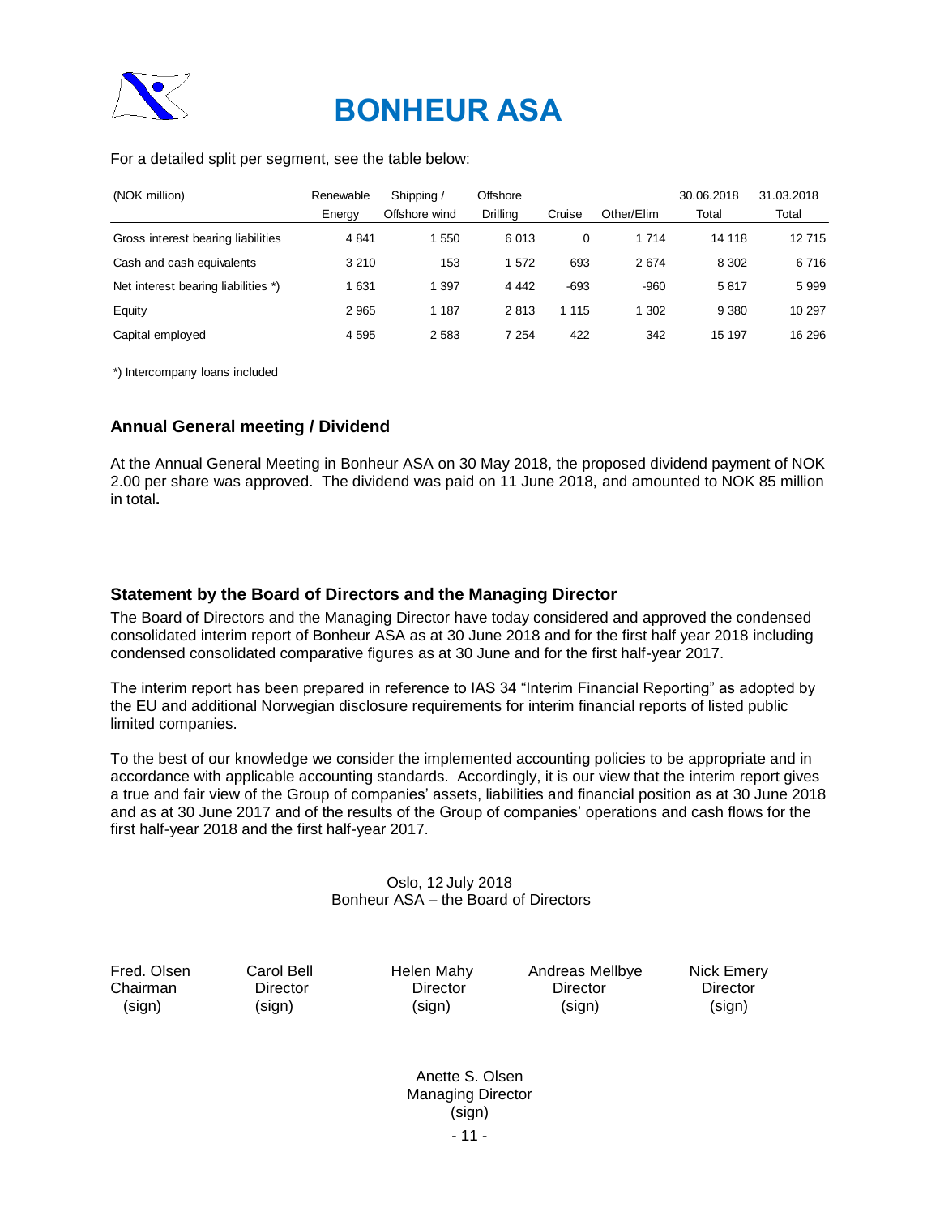# BONHEUR ASA

For a detailed split per segment, see the table below:

| (NOK million) | Renewable Energy | Shipping / Offshore wind | Offshore Drilling | Cruise | Other/Elim | 30.06.2018 Total | 31.03.2018 Total |
|---|---|---|---|---|---|---|---|
| Gross interest bearing liabilities | 4 841 | 1 550 | 6 013 | 0 | 1 714 | 14 118 | 12 715 |
| Cash and cash equivalents | 3 210 | 153 | 1 572 | 693 | 2 674 | 8 302 | 6 716 |
| Net interest bearing liabilities *) | 1 631 | 1 397 | 4 442 | -693 | -960 | 5 817 | 5 999 |
| Equity | 2 965 | 1 187 | 2 813 | 1 115 | 1 302 | 9 380 | 10 297 |
| Capital employed | 4 595 | 2 583 | 7 254 | 422 | 342 | 15 197 | 16 296 |

*) Intercompany loans included

## Annual General meeting / Dividend

At the Annual General Meeting in Bonheur ASA on 30 May 2018, the proposed dividend payment of NOK 2.00 per share was approved. The dividend was paid on 11 June 2018, and amounted to NOK 85 million in total**.**

## Statement by the Board of Directors and the Managing Director

The Board of Directors and the Managing Director have today considered and approved the condensed consolidated interim report of Bonheur ASA as at 30 June 2018 and for the first half year 2018 including condensed consolidated comparative figures as at 30 June and for the first half-year 2017.

The interim report has been prepared in reference to IAS 34 "Interim Financial Reporting" as adopted by the EU and additional Norwegian disclosure requirements for interim financial reports of listed public limited companies.

To the best of our knowledge we consider the implemented accounting policies to be appropriate and in accordance with applicable accounting standards. Accordingly, it is our view that the interim report gives a true and fair view of the Group of companies' assets, liabilities and financial position as at 30 June 2018 and as at 30 June 2017 and of the results of the Group of companies' operations and cash flows for the first half-year 2018 and the first half-year 2017.

Oslo, 12 July 2018
Bonheur ASA – the Board of Directors

| Fred. Olsen | Carol Bell | Helen Mahy | Andreas Mellbye | Nick Emery |
|---|---|---|---|---|
| Chairman | Director | Director | Director | Director |
| (sign) | (sign) | (sign) | (sign) | (sign) |

Anette S. Olsen
Managing Director
(sign)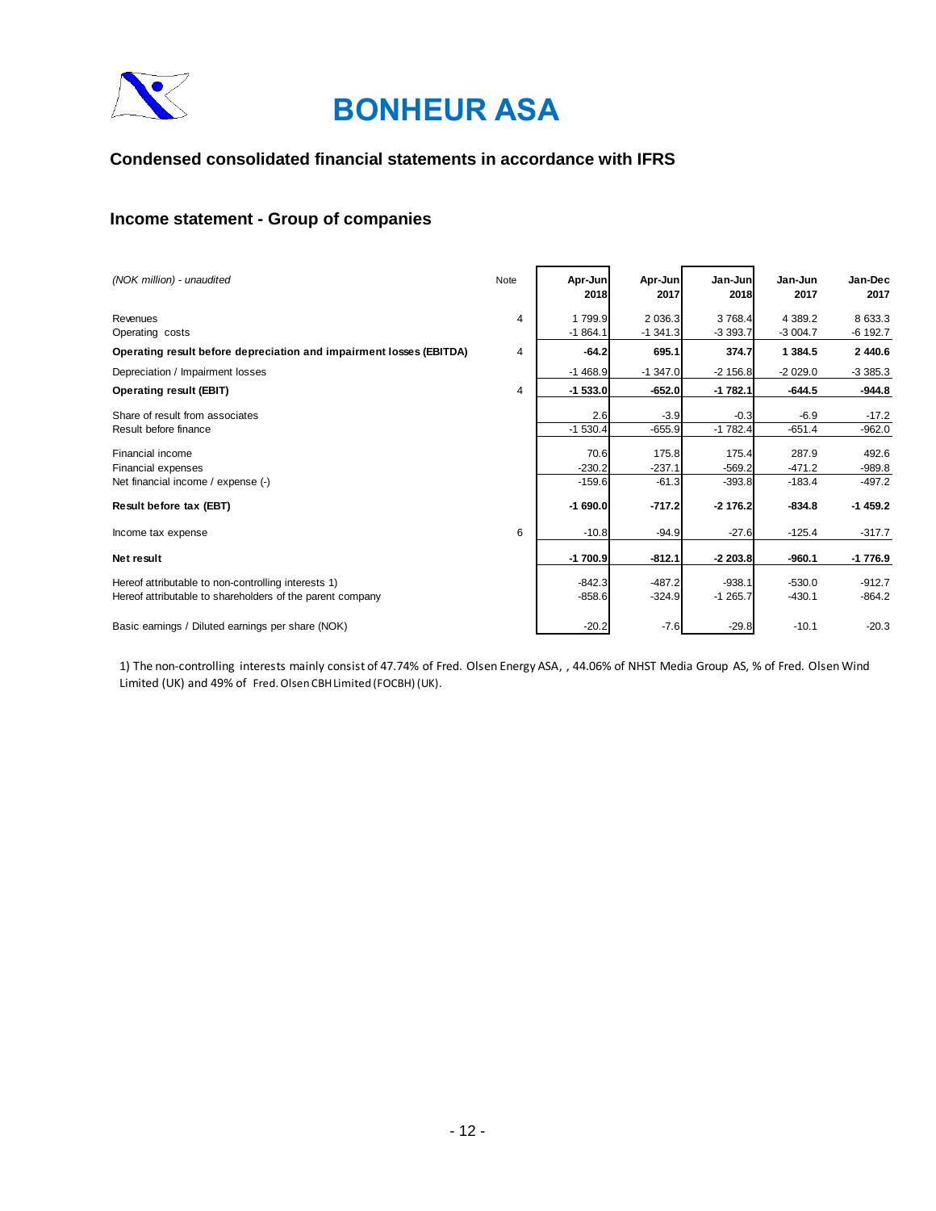# BONHEUR ASA

## Condensed consolidated financial statements in accordance with IFRS

## Income statement - Group of companies

| *(NOK million) - unaudited* | Note | Apr-Jun 2018 | Apr-Jun 2017 | Jan-Jun 2018 | Jan-Jun 2017 | Jan-Dec 2017 |
|---|---|---|---|---|---|---|
| Revenues | 4 | 1 799.9 | 2 036.3 | 3 768.4 | 4 389.2 | 8 633.3 |
| Operating costs | | -1 864.1 | -1 341.3 | -3 393.7 | -3 004.7 | -6 192.7 |
| **Operating result before depreciation and impairment losses (EBITDA)** | 4 | **-64.2** | **695.1** | **374.7** | **1 384.5** | **2 440.6** |
| Depreciation / Impairment losses | | -1 468.9 | -1 347.0 | -2 156.8 | -2 029.0 | -3 385.3 |
| **Operating result (EBIT)** | 4 | **-1 533.0** | **-652.0** | **-1 782.1** | **-644.5** | **-944.8** |
| Share of result from associates | | 2.6 | -3.9 | -0.3 | -6.9 | -17.2 |
| Result before finance | | -1 530.4 | -655.9 | -1 782.4 | -651.4 | -962.0 |
| Financial income | | 70.6 | 175.8 | 175.4 | 287.9 | 492.6 |
| Financial expenses | | -230.2 | -237.1 | -569.2 | -471.2 | -989.8 |
| Net financial income / expense (-) | | -159.6 | -61.3 | -393.8 | -183.4 | -497.2 |
| **Result before tax (EBT)** | | **-1 690.0** | **-717.2** | **-2 176.2** | **-834.8** | **-1 459.2** |
| Income tax expense | 6 | -10.8 | -94.9 | -27.6 | -125.4 | -317.7 |
| **Net result** | | **-1 700.9** | **-812.1** | **-2 203.8** | **-960.1** | **-1 776.9** |
| Hereof attributable to non-controlling interests 1) | | -842.3 | -487.2 | -938.1 | -530.0 | -912.7 |
| Hereof attributable to shareholders of the parent company | | -858.6 | -324.9 | -1 265.7 | -430.1 | -864.2 |
| Basic earnings / Diluted earnings per share (NOK) | | -20.2 | -7.6 | -29.8 | -10.1 | -20.3 |

1) The non-controlling interests mainly consist of 47.74% of Fred. Olsen Energy ASA, , 44.06% of NHST Media Group AS, % of Fred. Olsen Wind Limited (UK) and 49% of Fred. Olsen CBH Limited (FOCBH) (UK).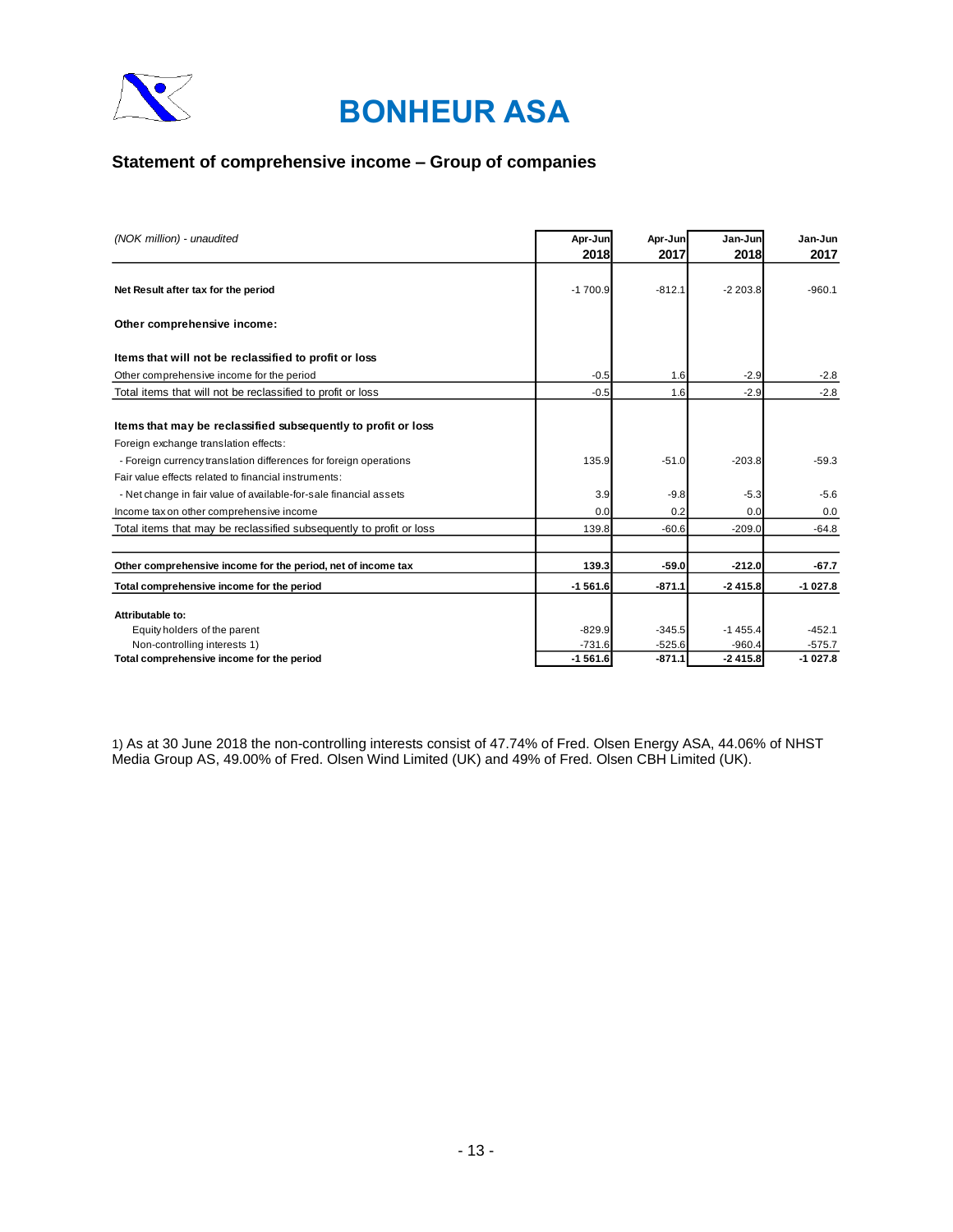# BONHEUR ASA

## Statement of comprehensive income – Group of companies

| *(NOK million) - unaudited* | Apr-Jun 2018 | Apr-Jun 2017 | Jan-Jun 2018 | Jan-Jun 2017 |
|---|---|---|---|---|
| **Net Result after tax for the period** | -1 700.9 | -812.1 | -2 203.8 | -960.1 |
| **Other comprehensive income:** | | | | |
| **Items that will not be reclassified to profit or loss** | | | | |
| Other comprehensive income for the period | -0.5 | 1.6 | -2.9 | -2.8 |
| Total items that will not be reclassified to profit or loss | -0.5 | 1.6 | -2.9 | -2.8 |
| **Items that may be reclassified subsequently to profit or loss** | | | | |
| Foreign exchange translation effects: | | | | |
| - Foreign currency translation differences for foreign operations | 135.9 | -51.0 | -203.8 | -59.3 |
| Fair value effects related to financial instruments: | | | | |
| - Net change in fair value of available-for-sale financial assets | 3.9 | -9.8 | -5.3 | -5.6 |
| Income tax on other comprehensive income | 0.0 | 0.2 | 0.0 | 0.0 |
| Total items that may be reclassified subsequently to profit or loss | 139.8 | -60.6 | -209.0 | -64.8 |
| **Other comprehensive income for the period, net of income tax** | **139.3** | **-59.0** | **-212.0** | **-67.7** |
| **Total comprehensive income for the period** | **-1 561.6** | **-871.1** | **-2 415.8** | **-1 027.8** |
| **Attributable to:** | | | | |
| Equity holders of the parent | -829.9 | -345.5 | -1 455.4 | -452.1 |
| Non-controlling interests 1) | -731.6 | -525.6 | -960.4 | -575.7 |
| **Total comprehensive income for the period** | **-1 561.6** | **-871.1** | **-2 415.8** | **-1 027.8** |

1) As at 30 June 2018 the non-controlling interests consist of 47.74% of Fred. Olsen Energy ASA, 44.06% of NHST Media Group AS, 49.00% of Fred. Olsen Wind Limited (UK) and 49% of Fred. Olsen CBH Limited (UK).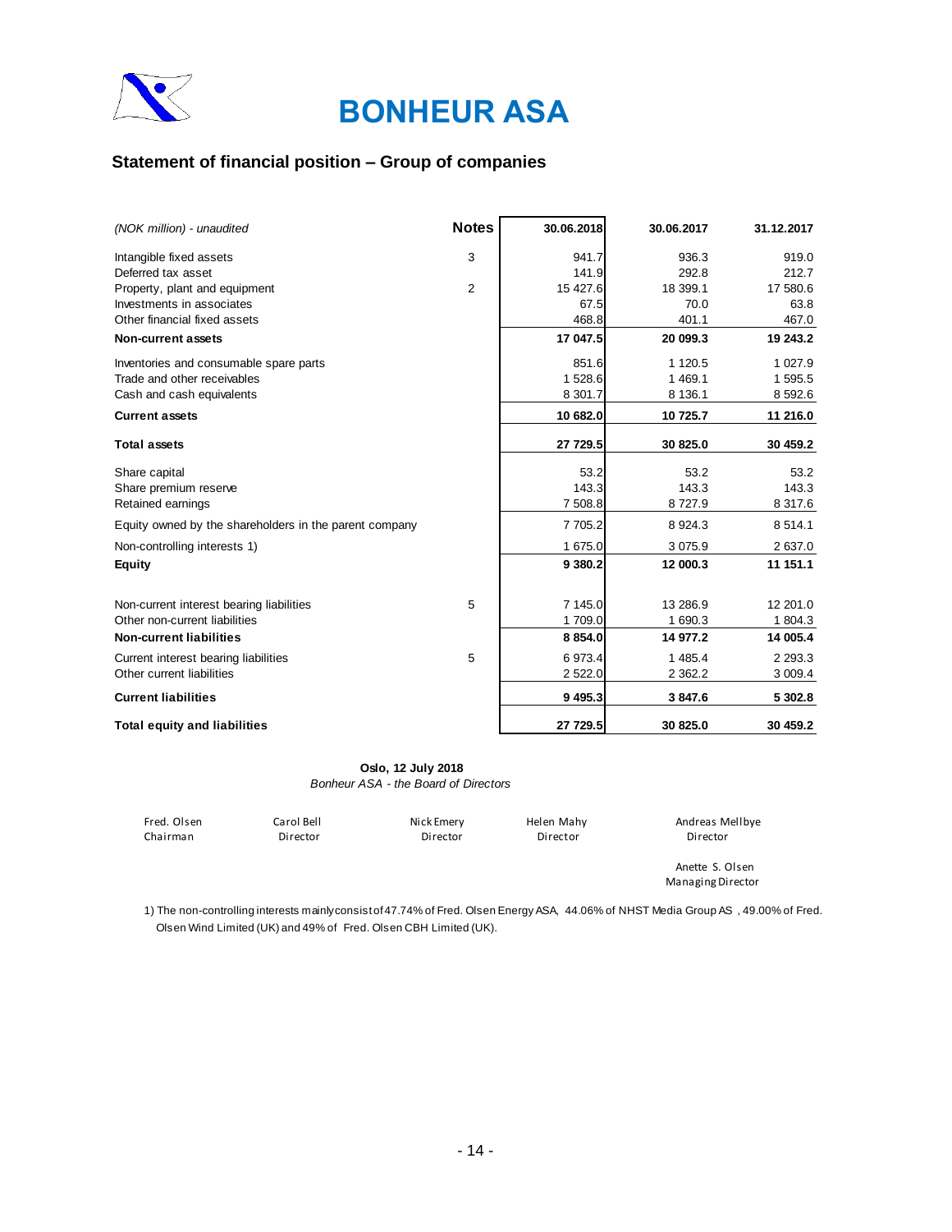# BONHEUR ASA

## Statement of financial position – Group of companies

| *(NOK million) - unaudited* | Notes | 30.06.2018 | 30.06.2017 | 31.12.2017 |
|---|---|---|---|---|
| Intangible fixed assets | 3 | 941.7 | 936.3 | 919.0 |
| Deferred tax asset | | 141.9 | 292.8 | 212.7 |
| Property, plant and equipment | 2 | 15 427.6 | 18 399.1 | 17 580.6 |
| Investments in associates | | 67.5 | 70.0 | 63.8 |
| Other financial fixed assets | | 468.8 | 401.1 | 467.0 |
| **Non-current assets** | | **17 047.5** | **20 099.3** | **19 243.2** |
| Inventories and consumable spare parts | | 851.6 | 1 120.5 | 1 027.9 |
| Trade and other receivables | | 1 528.6 | 1 469.1 | 1 595.5 |
| Cash and cash equivalents | | 8 301.7 | 8 136.1 | 8 592.6 |
| **Current assets** | | **10 682.0** | **10 725.7** | **11 216.0** |
| **Total assets** | | **27 729.5** | **30 825.0** | **30 459.2** |
| Share capital | | 53.2 | 53.2 | 53.2 |
| Share premium reserve | | 143.3 | 143.3 | 143.3 |
| Retained earnings | | 7 508.8 | 8 727.9 | 8 317.6 |
| Equity owned by the shareholders in the parent company | | 7 705.2 | 8 924.3 | 8 514.1 |
| Non-controlling interests 1) | | 1 675.0 | 3 075.9 | 2 637.0 |
| **Equity** | | **9 380.2** | **12 000.3** | **11 151.1** |
| Non-current interest bearing liabilities | 5 | 7 145.0 | 13 286.9 | 12 201.0 |
| Other non-current liabilities | | 1 709.0 | 1 690.3 | 1 804.3 |
| **Non-current liabilities** | | **8 854.0** | **14 977.2** | **14 005.4** |
| Current interest bearing liabilities | 5 | 6 973.4 | 1 485.4 | 2 293.3 |
| Other current liabilities | | 2 522.0 | 2 362.2 | 3 009.4 |
| **Current liabilities** | | **9 495.3** | **3 847.6** | **5 302.8** |
| **Total equity and liabilities** | | **27 729.5** | **30 825.0** | **30 459.2** |

**Oslo, 12 July 2018**
*Bonheur ASA - the Board of Directors*

| Fred. Olsen | Carol Bell | Nick Emery | Helen Mahy | Andreas Mellbye |
|---|---|---|---|---|
| Chairman | Director | Director | Director | Director |

Anette S. Olsen
Managing Director

1) The non-controlling interests mainly consist of 47.74% of Fred. Olsen Energy ASA, 44.06% of NHST Media Group AS , 49.00% of Fred. Olsen Wind Limited (UK) and 49% of Fred. Olsen CBH Limited (UK).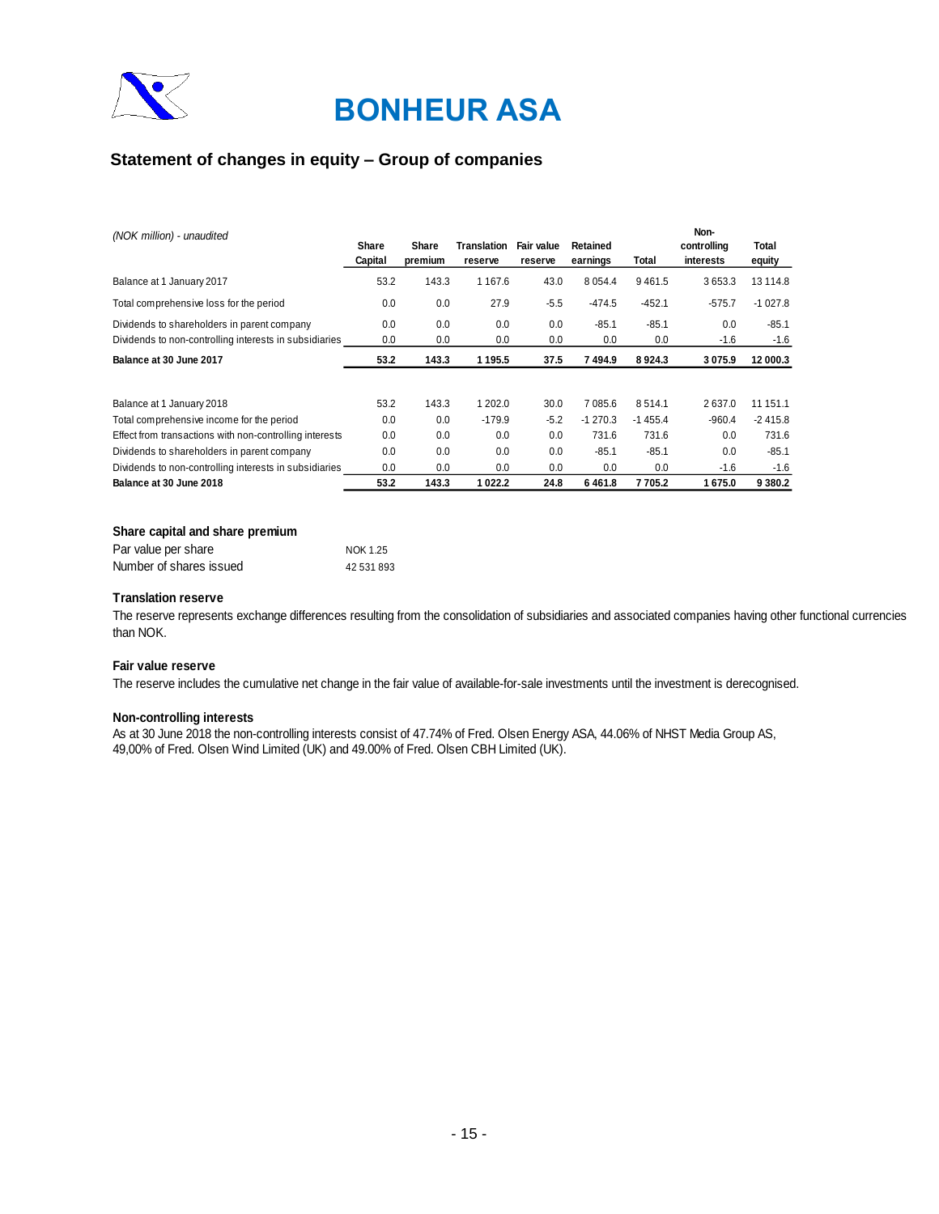# BONHEUR ASA

## Statement of changes in equity – Group of companies

| (NOK million) - unaudited | Share Capital | Share premium | Translation reserve | Fair value reserve | Retained earnings | Total | Non-controlling interests | Total equity |
|---|---|---|---|---|---|---|---|---|
| Balance at 1 January 2017 | 53.2 | 143.3 | 1 167.6 | 43.0 | 8 054.4 | 9 461.5 | 3 653.3 | 13 114.8 |
| Total comprehensive loss for the period | 0.0 | 0.0 | 27.9 | -5.5 | -474.5 | -452.1 | -575.7 | -1 027.8 |
| Dividends to shareholders in parent company | 0.0 | 0.0 | 0.0 | 0.0 | -85.1 | -85.1 | 0.0 | -85.1 |
| Dividends to non-controlling interests in subsidiaries | 0.0 | 0.0 | 0.0 | 0.0 | 0.0 | 0.0 | -1.6 | -1.6 |
| **Balance at 30 June 2017** | **53.2** | **143.3** | **1 195.5** | **37.5** | **7 494.9** | **8 924.3** | **3 075.9** | **12 000.3** |
| | | | | | | | | |
| Balance at 1 January 2018 | 53.2 | 143.3 | 1 202.0 | 30.0 | 7 085.6 | 8 514.1 | 2 637.0 | 11 151.1 |
| Total comprehensive income for the period | 0.0 | 0.0 | -179.9 | -5.2 | -1 270.3 | -1 455.4 | -960.4 | -2 415.8 |
| Effect from transactions with non-controlling interests | 0.0 | 0.0 | 0.0 | 0.0 | 731.6 | 731.6 | 0.0 | 731.6 |
| Dividends to shareholders in parent company | 0.0 | 0.0 | 0.0 | 0.0 | -85.1 | -85.1 | 0.0 | -85.1 |
| Dividends to non-controlling interests in subsidiaries | 0.0 | 0.0 | 0.0 | 0.0 | 0.0 | 0.0 | -1.6 | -1.6 |
| **Balance at 30 June 2018** | **53.2** | **143.3** | **1 022.2** | **24.8** | **6 461.8** | **7 705.2** | **1 675.0** | **9 380.2** |

**Share capital and share premium**

| | |
|---|---|
| Par value per share | NOK 1.25 |
| Number of shares issued | 42 531 893 |

**Translation reserve**

The reserve represents exchange differences resulting from the consolidation of subsidiaries and associated companies having other functional currencies than NOK.

**Fair value reserve**

The reserve includes the cumulative net change in the fair value of available-for-sale investments until the investment is derecognised.

**Non-controlling interests**

As at 30 June 2018 the non-controlling interests consist of 47.74% of Fred. Olsen Energy ASA, 44.06% of NHST Media Group AS, 49,00% of Fred. Olsen Wind Limited (UK) and 49.00% of Fred. Olsen CBH Limited (UK).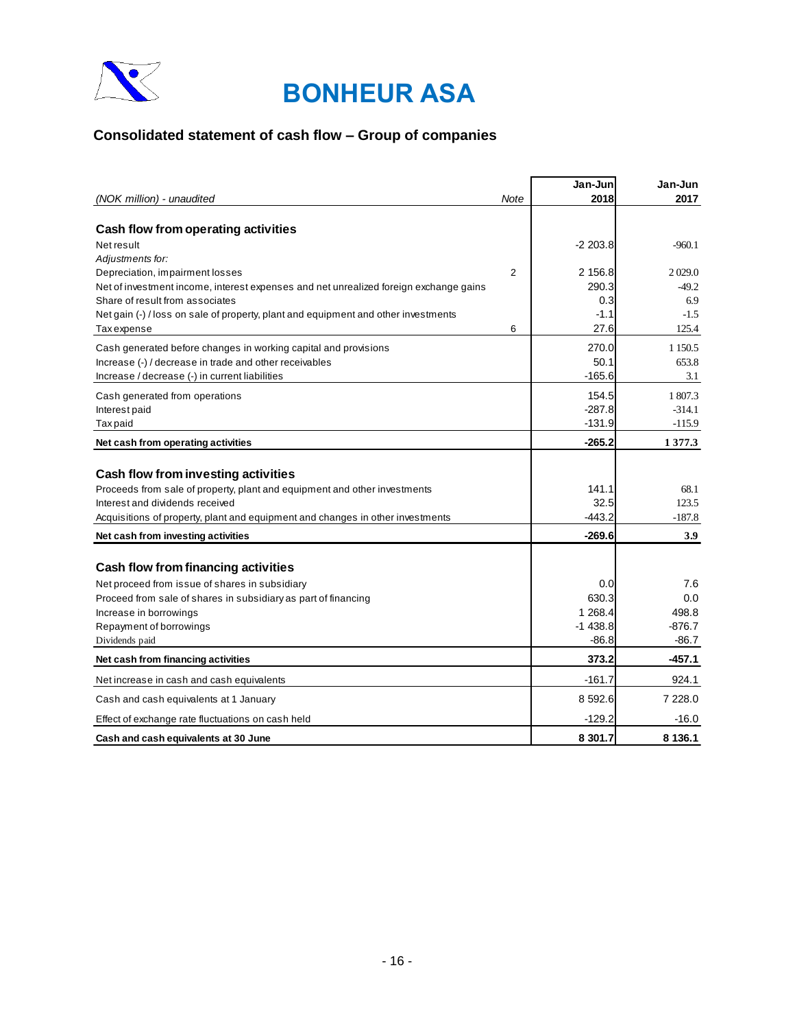# BONHEUR ASA

## Consolidated statement of cash flow – Group of companies

| *(NOK million) - unaudited* | *Note* | Jan-Jun 2018 | Jan-Jun 2017 |
|---|---|---|---|
| **Cash flow from operating activities** | | | |
| Net result | | -2 203.8 | -960.1 |
| *Adjustments for:* | | | |
| Depreciation, impairment losses | 2 | 2 156.8 | 2 029.0 |
| Net of investment income, interest expenses and net unrealized foreign exchange gains | | 290.3 | -49.2 |
| Share of result from associates | | 0.3 | 6.9 |
| Net gain (-) / loss on sale of property, plant and equipment and other investments | | -1.1 | -1.5 |
| Tax expense | 6 | 27.6 | 125.4 |
| Cash generated before changes in working capital and provisions | | 270.0 | 1 150.5 |
| Increase (-) / decrease in trade and other receivables | | 50.1 | 653.8 |
| Increase / decrease (-) in current liabilities | | -165.6 | 3.1 |
| Cash generated from operations | | 154.5 | 1 807.3 |
| Interest paid | | -287.8 | -314.1 |
| Tax paid | | -131.9 | -115.9 |
| **Net cash from operating activities** | | **-265.2** | **1 377.3** |
| **Cash flow from investing activities** | | | |
| Proceeds from sale of property, plant and equipment and other investments | | 141.1 | 68.1 |
| Interest and dividends received | | 32.5 | 123.5 |
| Acquisitions of property, plant and equipment and changes in other investments | | -443.2 | -187.8 |
| **Net cash from investing activities** | | **-269.6** | **3.9** |
| **Cash flow from financing activities** | | | |
| Net proceed from issue of shares in subsidiary | | 0.0 | 7.6 |
| Proceed from sale of shares in subsidiary as part of financing | | 630.3 | 0.0 |
| Increase in borrowings | | 1 268.4 | 498.8 |
| Repayment of borrowings | | -1 438.8 | -876.7 |
| Dividends paid | | -86.8 | -86.7 |
| **Net cash from financing activities** | | **373.2** | **-457.1** |
| Net increase in cash and cash equivalents | | -161.7 | 924.1 |
| Cash and cash equivalents at 1 January | | 8 592.6 | 7 228.0 |
| Effect of exchange rate fluctuations on cash held | | -129.2 | -16.0 |
| **Cash and cash equivalents at 30 June** | | **8 301.7** | **8 136.1** |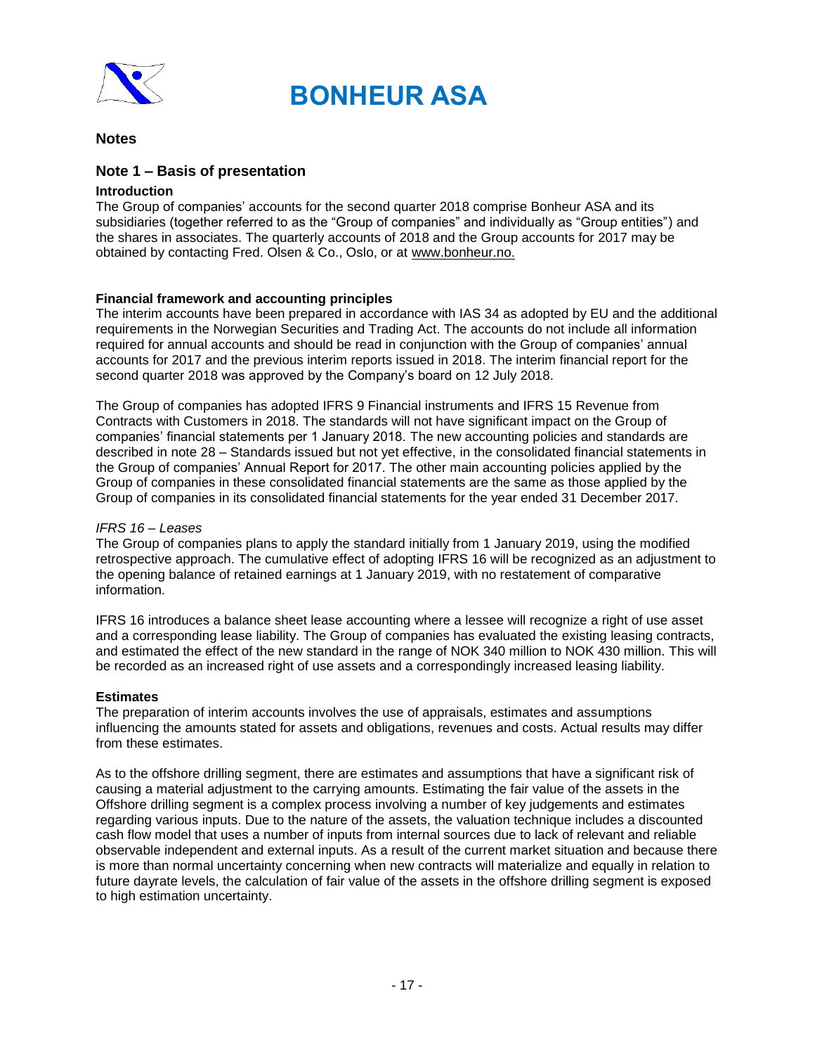# BONHEUR ASA

## Notes

## Note 1 – Basis of presentation

### Introduction

The Group of companies' accounts for the second quarter 2018 comprise Bonheur ASA and its subsidiaries (together referred to as the "Group of companies" and individually as "Group entities") and the shares in associates. The quarterly accounts of 2018 and the Group accounts for 2017 may be obtained by contacting Fred. Olsen & Co., Oslo, or at www.bonheur.no.

### Financial framework and accounting principles

The interim accounts have been prepared in accordance with IAS 34 as adopted by EU and the additional requirements in the Norwegian Securities and Trading Act. The accounts do not include all information required for annual accounts and should be read in conjunction with the Group of companies' annual accounts for 2017 and the previous interim reports issued in 2018. The interim financial report for the second quarter 2018 was approved by the Company's board on 12 July 2018.

The Group of companies has adopted IFRS 9 Financial instruments and IFRS 15 Revenue from Contracts with Customers in 2018. The standards will not have significant impact on the Group of companies' financial statements per 1 January 2018. The new accounting policies and standards are described in note 28 – Standards issued but not yet effective, in the consolidated financial statements in the Group of companies' Annual Report for 2017. The other main accounting policies applied by the Group of companies in these consolidated financial statements are the same as those applied by the Group of companies in its consolidated financial statements for the year ended 31 December 2017.

*IFRS 16 – Leases*

The Group of companies plans to apply the standard initially from 1 January 2019, using the modified retrospective approach. The cumulative effect of adopting IFRS 16 will be recognized as an adjustment to the opening balance of retained earnings at 1 January 2019, with no restatement of comparative information.

IFRS 16 introduces a balance sheet lease accounting where a lessee will recognize a right of use asset and a corresponding lease liability. The Group of companies has evaluated the existing leasing contracts, and estimated the effect of the new standard in the range of NOK 340 million to NOK 430 million. This will be recorded as an increased right of use assets and a correspondingly increased leasing liability.

### Estimates

The preparation of interim accounts involves the use of appraisals, estimates and assumptions influencing the amounts stated for assets and obligations, revenues and costs. Actual results may differ from these estimates.

As to the offshore drilling segment, there are estimates and assumptions that have a significant risk of causing a material adjustment to the carrying amounts. Estimating the fair value of the assets in the Offshore drilling segment is a complex process involving a number of key judgements and estimates regarding various inputs. Due to the nature of the assets, the valuation technique includes a discounted cash flow model that uses a number of inputs from internal sources due to lack of relevant and reliable observable independent and external inputs. As a result of the current market situation and because there is more than normal uncertainty concerning when new contracts will materialize and equally in relation to future dayrate levels, the calculation of fair value of the assets in the offshore drilling segment is exposed to high estimation uncertainty.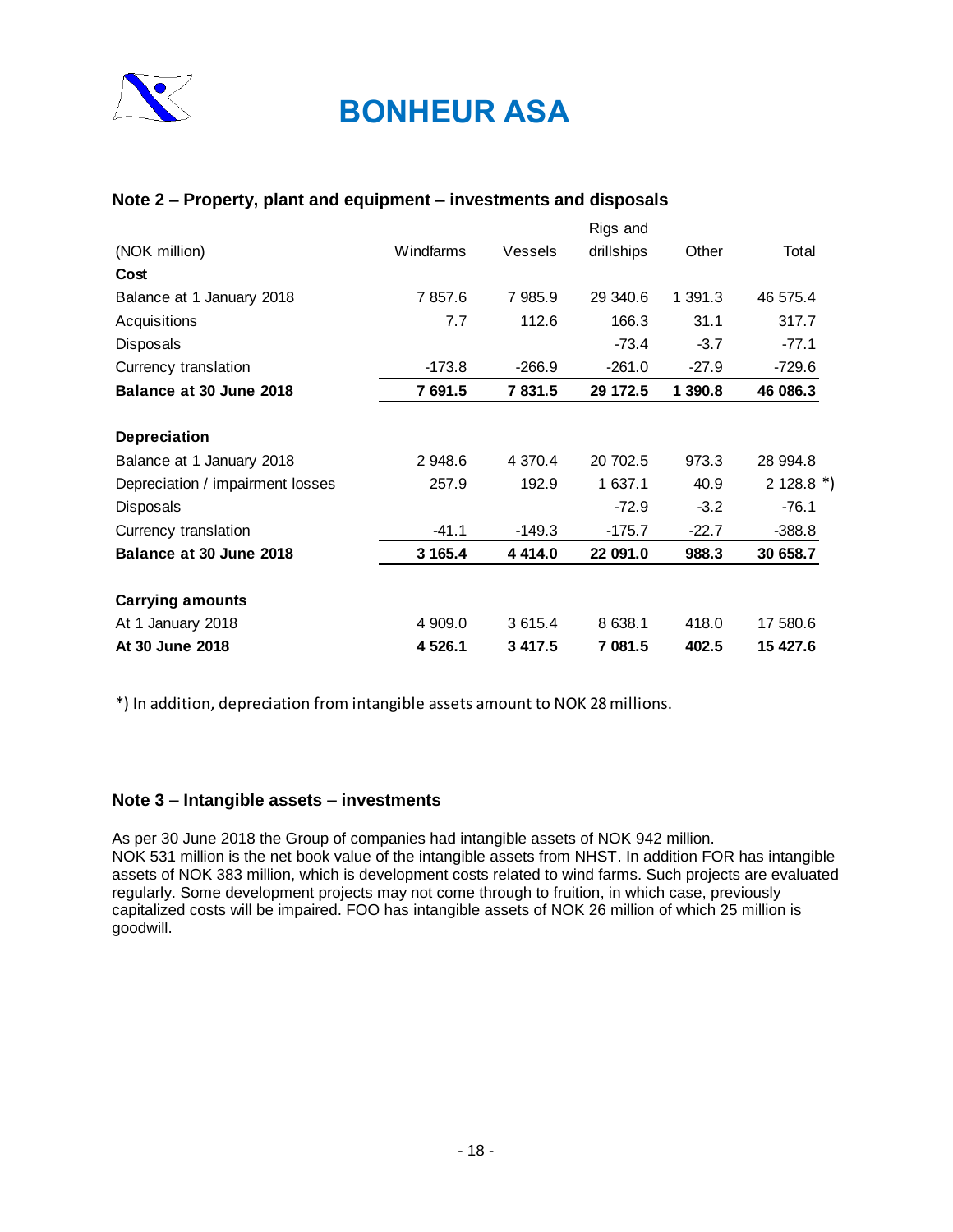# BONHEUR ASA

## Note 2 – Property, plant and equipment – investments and disposals

| (NOK million) | Windfarms | Vessels | Rigs and drillships | Other | Total |
|---|---|---|---|---|---|
| **Cost** | | | | | |
| Balance at 1 January 2018 | 7 857.6 | 7 985.9 | 29 340.6 | 1 391.3 | 46 575.4 |
| Acquisitions | 7.7 | 112.6 | 166.3 | 31.1 | 317.7 |
| Disposals | | | -73.4 | -3.7 | -77.1 |
| Currency translation | -173.8 | -266.9 | -261.0 | -27.9 | -729.6 |
| **Balance at 30 June 2018** | **7 691.5** | **7 831.5** | **29 172.5** | **1 390.8** | **46 086.3** |
| | | | | | |
| **Depreciation** | | | | | |
| Balance at 1 January 2018 | 2 948.6 | 4 370.4 | 20 702.5 | 973.3 | 28 994.8 |
| Depreciation / impairment losses | 257.9 | 192.9 | 1 637.1 | 40.9 | 2 128.8 *) |
| Disposals | | | -72.9 | -3.2 | -76.1 |
| Currency translation | -41.1 | -149.3 | -175.7 | -22.7 | -388.8 |
| **Balance at 30 June 2018** | **3 165.4** | **4 414.0** | **22 091.0** | **988.3** | **30 658.7** |
| | | | | | |
| **Carrying amounts** | | | | | |
| At 1 January 2018 | 4 909.0 | 3 615.4 | 8 638.1 | 418.0 | 17 580.6 |
| **At 30 June 2018** | **4 526.1** | **3 417.5** | **7 081.5** | **402.5** | **15 427.6** |

*) In addition, depreciation from intangible assets amount to NOK 28 millions.

## Note 3 – Intangible assets – investments

As per 30 June 2018 the Group of companies had intangible assets of NOK 942 million.
NOK 531 million is the net book value of the intangible assets from NHST. In addition FOR has intangible assets of NOK 383 million, which is development costs related to wind farms. Such projects are evaluated regularly. Some development projects may not come through to fruition, in which case, previously capitalized costs will be impaired. FOO has intangible assets of NOK 26 million of which 25 million is goodwill.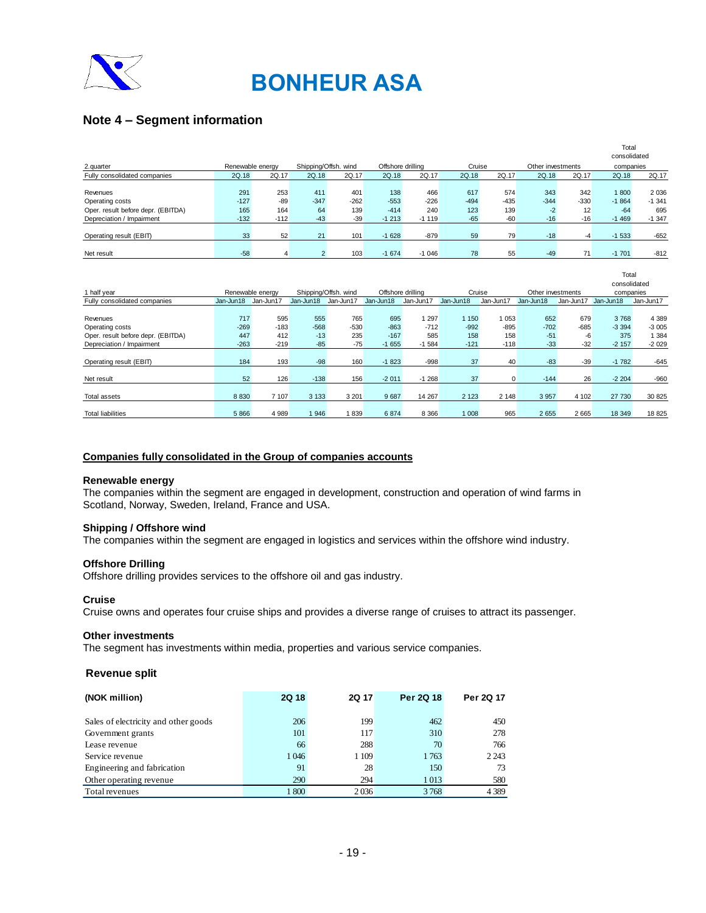# BONHEUR ASA

## Note 4 – Segment information

| 2.quarter | Renewable energy | | Shipping/Offsh. wind | | Offshore drilling | | Cruise | | Other investments | | Total consolidated companies | |
|---|---|---|---|---|---|---|---|---|---|---|---|---|
| Fully consolidated companies | 2Q.18 | 2Q.17 | 2Q.18 | 2Q.17 | 2Q.18 | 2Q.17 | 2Q.18 | 2Q.17 | 2Q.18 | 2Q.17 | 2Q.18 | 2Q.17 |
| Revenues | 291 | 253 | 411 | 401 | 138 | 466 | 617 | 574 | 343 | 342 | 1 800 | 2 036 |
| Operating costs | -127 | -89 | -347 | -262 | -553 | -226 | -494 | -435 | -344 | -330 | -1 864 | -1 341 |
| Oper. result before depr. (EBITDA) | 165 | 164 | 64 | 139 | -414 | 240 | 123 | 139 | -2 | 12 | -64 | 695 |
| Depreciation / Impairment | -132 | -112 | -43 | -39 | -1 213 | -1 119 | -65 | -60 | -16 | -16 | -1 469 | -1 347 |
| Operating result (EBIT) | 33 | 52 | 21 | 101 | -1 628 | -879 | 59 | 79 | -18 | -4 | -1 533 | -652 |
| Net result | -58 | 4 | 2 | 103 | -1 674 | -1 046 | 78 | 55 | -49 | 71 | -1 701 | -812 |

| 1 half year | Renewable energy | | Shipping/Offsh. wind | | Offshore drilling | | Cruise | | Other investments | | Total consolidated companies | |
|---|---|---|---|---|---|---|---|---|---|---|---|---|
| Fully consolidated companies | Jan-Jun18 | Jan-Jun17 | Jan-Jun18 | Jan-Jun17 | Jan-Jun18 | Jan-Jun17 | Jan-Jun18 | Jan-Jun17 | Jan-Jun18 | Jan-Jun17 | Jan-Jun18 | Jan-Jun17 |
| Revenues | 717 | 595 | 555 | 765 | 695 | 1 297 | 1 150 | 1 053 | 652 | 679 | 3 768 | 4 389 |
| Operating costs | -269 | -183 | -568 | -530 | -863 | -712 | -992 | -895 | -702 | -685 | -3 394 | -3 005 |
| Oper. result before depr. (EBITDA) | 447 | 412 | -13 | 235 | -167 | 585 | 158 | 158 | -51 | -6 | 375 | 1 384 |
| Depreciation / Impairment | -263 | -219 | -85 | -75 | -1 655 | -1 584 | -121 | -118 | -33 | -32 | -2 157 | -2 029 |
| Operating result (EBIT) | 184 | 193 | -98 | 160 | -1 823 | -998 | 37 | 40 | -83 | -39 | -1 782 | -645 |
| Net result | 52 | 126 | -138 | 156 | -2 011 | -1 268 | 37 | 0 | -144 | 26 | -2 204 | -960 |
| Total assets | 8 830 | 7 107 | 3 133 | 3 201 | 9 687 | 14 267 | 2 123 | 2 148 | 3 957 | 4 102 | 27 730 | 30 825 |
| Total liabilities | 5 866 | 4 989 | 1 946 | 1 839 | 6 874 | 8 366 | 1 008 | 965 | 2 655 | 2 665 | 18 349 | 18 825 |

**Companies fully consolidated in the Group of companies accounts**

### Renewable energy
The companies within the segment are engaged in development, construction and operation of wind farms in Scotland, Norway, Sweden, Ireland, France and USA.

### Shipping / Offshore wind
The companies within the segment are engaged in logistics and services within the offshore wind industry.

### Offshore Drilling
Offshore drilling provides services to the offshore oil and gas industry.

### Cruise
Cruise owns and operates four cruise ships and provides a diverse range of cruises to attract its passenger.

### Other investments
The segment has investments within media, properties and various service companies.

### Revenue split

| (NOK million) | 2Q 18 | 2Q 17 | Per 2Q 18 | Per 2Q 17 |
|---|---|---|---|---|
| Sales of electricity and other goods | 206 | 199 | 462 | 450 |
| Government grants | 101 | 117 | 310 | 278 |
| Lease revenue | 66 | 288 | 70 | 766 |
| Service revenue | 1 046 | 1 109 | 1 763 | 2 243 |
| Engineering and fabrication | 91 | 28 | 150 | 73 |
| Other operating revenue | 290 | 294 | 1 013 | 580 |
| Total revenues | 1 800 | 2 036 | 3 768 | 4 389 |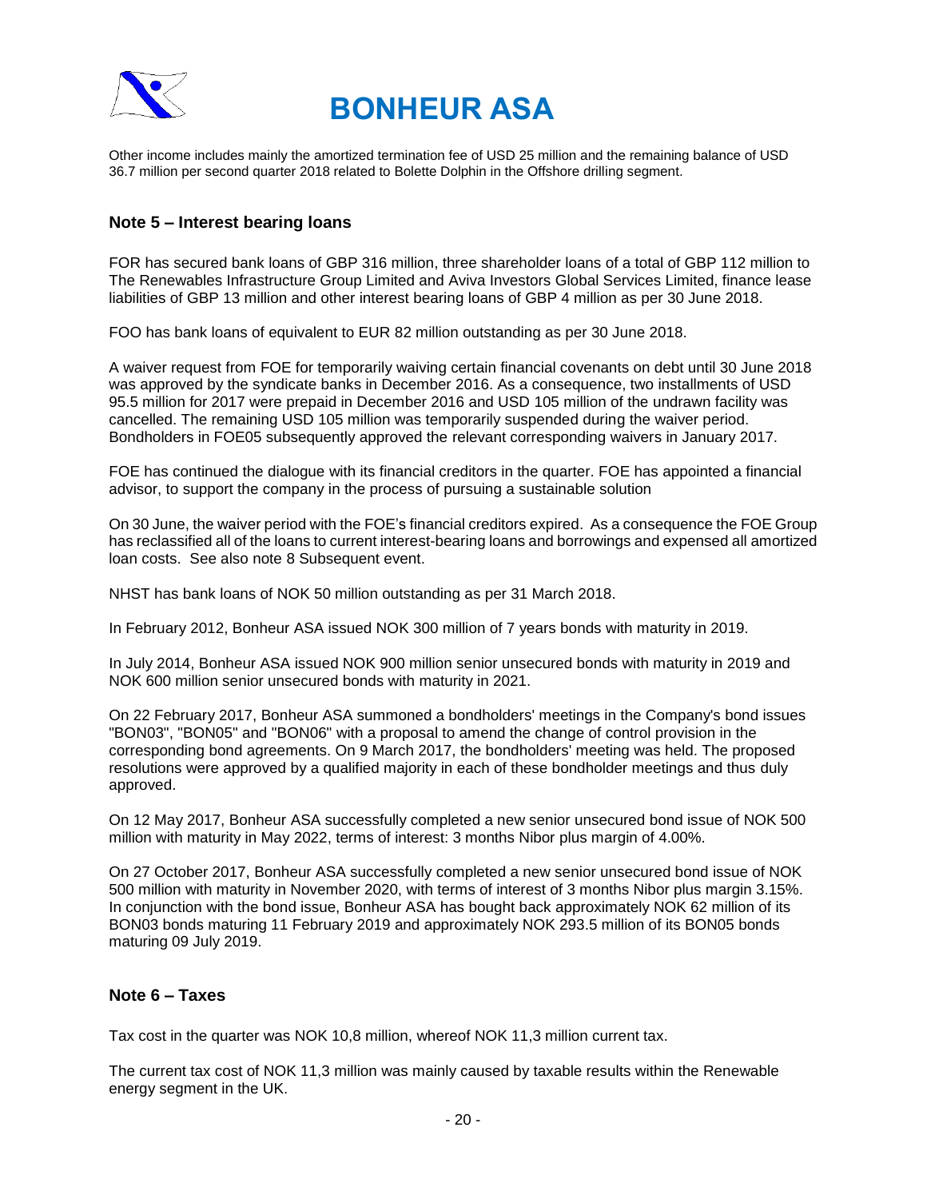Other income includes mainly the amortized termination fee of USD 25 million and the remaining balance of USD 36.7 million per second quarter 2018 related to Bolette Dolphin in the Offshore drilling segment.

## Note 5 – Interest bearing loans

FOR has secured bank loans of GBP 316 million, three shareholder loans of a total of GBP 112 million to The Renewables Infrastructure Group Limited and Aviva Investors Global Services Limited, finance lease liabilities of GBP 13 million and other interest bearing loans of GBP 4 million as per 30 June 2018.

FOO has bank loans of equivalent to EUR 82 million outstanding as per 30 June 2018.

A waiver request from FOE for temporarily waiving certain financial covenants on debt until 30 June 2018 was approved by the syndicate banks in December 2016. As a consequence, two installments of USD 95.5 million for 2017 were prepaid in December 2016 and USD 105 million of the undrawn facility was cancelled. The remaining USD 105 million was temporarily suspended during the waiver period. Bondholders in FOE05 subsequently approved the relevant corresponding waivers in January 2017.

FOE has continued the dialogue with its financial creditors in the quarter. FOE has appointed a financial advisor, to support the company in the process of pursuing a sustainable solution

On 30 June, the waiver period with the FOE's financial creditors expired. As a consequence the FOE Group has reclassified all of the loans to current interest-bearing loans and borrowings and expensed all amortized loan costs. See also note 8 Subsequent event.

NHST has bank loans of NOK 50 million outstanding as per 31 March 2018.

In February 2012, Bonheur ASA issued NOK 300 million of 7 years bonds with maturity in 2019.

In July 2014, Bonheur ASA issued NOK 900 million senior unsecured bonds with maturity in 2019 and NOK 600 million senior unsecured bonds with maturity in 2021.

On 22 February 2017, Bonheur ASA summoned a bondholders' meetings in the Company's bond issues "BON03", "BON05" and "BON06" with a proposal to amend the change of control provision in the corresponding bond agreements. On 9 March 2017, the bondholders' meeting was held. The proposed resolutions were approved by a qualified majority in each of these bondholder meetings and thus duly approved.

On 12 May 2017, Bonheur ASA successfully completed a new senior unsecured bond issue of NOK 500 million with maturity in May 2022, terms of interest: 3 months Nibor plus margin of 4.00%.

On 27 October 2017, Bonheur ASA successfully completed a new senior unsecured bond issue of NOK 500 million with maturity in November 2020, with terms of interest of 3 months Nibor plus margin 3.15%. In conjunction with the bond issue, Bonheur ASA has bought back approximately NOK 62 million of its BON03 bonds maturing 11 February 2019 and approximately NOK 293.5 million of its BON05 bonds maturing 09 July 2019.

## Note 6 – Taxes

Tax cost in the quarter was NOK 10,8 million, whereof NOK 11,3 million current tax.

The current tax cost of NOK 11,3 million was mainly caused by taxable results within the Renewable energy segment in the UK.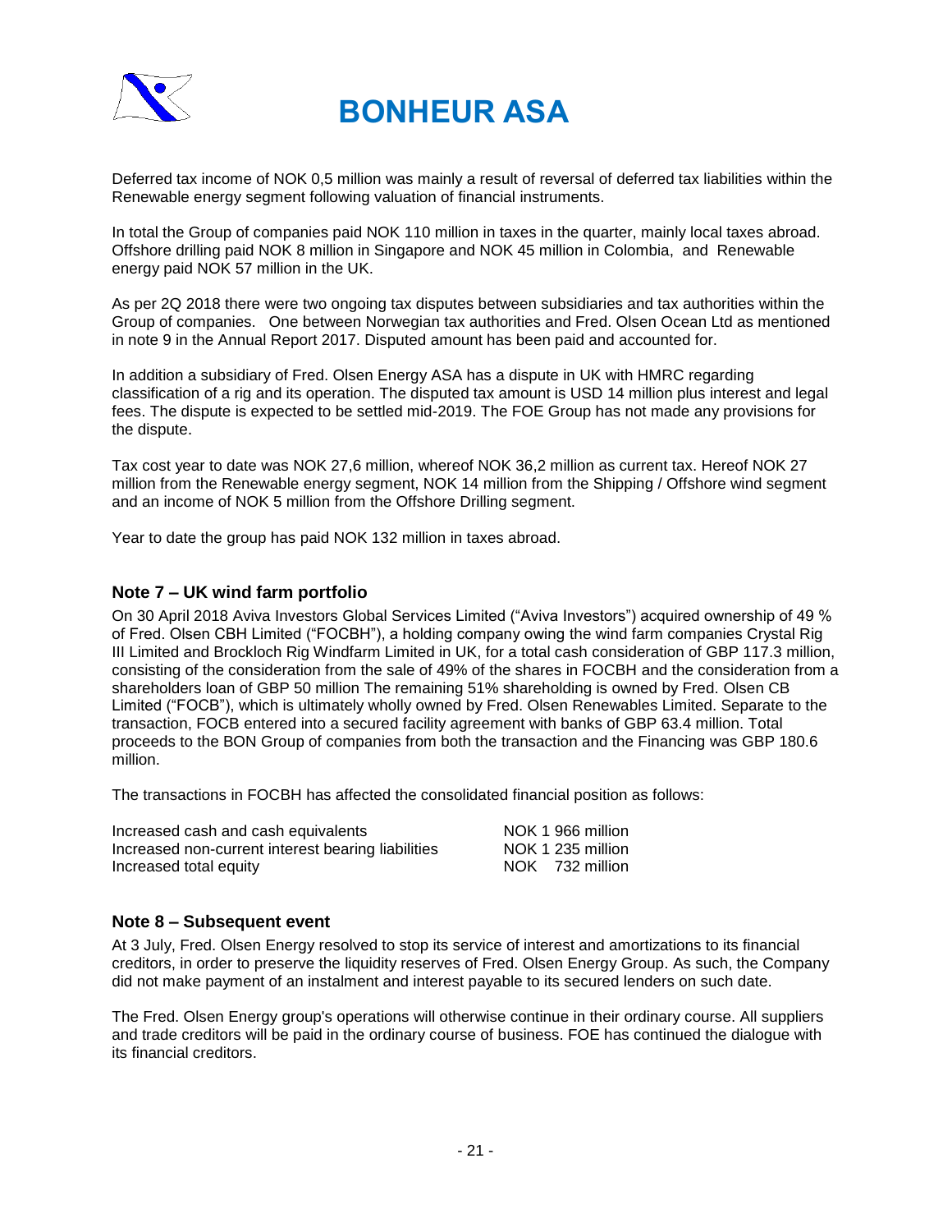Deferred tax income of NOK 0,5 million was mainly a result of reversal of deferred tax liabilities within the Renewable energy segment following valuation of financial instruments.

In total the Group of companies paid NOK 110 million in taxes in the quarter, mainly local taxes abroad. Offshore drilling paid NOK 8 million in Singapore and NOK 45 million in Colombia, and Renewable energy paid NOK 57 million in the UK.

As per 2Q 2018 there were two ongoing tax disputes between subsidiaries and tax authorities within the Group of companies. One between Norwegian tax authorities and Fred. Olsen Ocean Ltd as mentioned in note 9 in the Annual Report 2017. Disputed amount has been paid and accounted for.

In addition a subsidiary of Fred. Olsen Energy ASA has a dispute in UK with HMRC regarding classification of a rig and its operation. The disputed tax amount is USD 14 million plus interest and legal fees. The dispute is expected to be settled mid-2019. The FOE Group has not made any provisions for the dispute.

Tax cost year to date was NOK 27,6 million, whereof NOK 36,2 million as current tax. Hereof NOK 27 million from the Renewable energy segment, NOK 14 million from the Shipping / Offshore wind segment and an income of NOK 5 million from the Offshore Drilling segment.

Year to date the group has paid NOK 132 million in taxes abroad.

## Note 7 – UK wind farm portfolio

On 30 April 2018 Aviva Investors Global Services Limited ("Aviva Investors") acquired ownership of 49 % of Fred. Olsen CBH Limited ("FOCBH"), a holding company owing the wind farm companies Crystal Rig III Limited and Brockloch Rig Windfarm Limited in UK, for a total cash consideration of GBP 117.3 million, consisting of the consideration from the sale of 49% of the shares in FOCBH and the consideration from a shareholders loan of GBP 50 million The remaining 51% shareholding is owned by Fred. Olsen CB Limited ("FOCB"), which is ultimately wholly owned by Fred. Olsen Renewables Limited. Separate to the transaction, FOCB entered into a secured facility agreement with banks of GBP 63.4 million. Total proceeds to the BON Group of companies from both the transaction and the Financing was GBP 180.6 million.

The transactions in FOCBH has affected the consolidated financial position as follows:

| | |
|---|---|
| Increased cash and cash equivalents | NOK 1 966 million |
| Increased non-current interest bearing liabilities | NOK 1 235 million |
| Increased total equity | NOK 732 million |

## Note 8 – Subsequent event

At 3 July, Fred. Olsen Energy resolved to stop its service of interest and amortizations to its financial creditors, in order to preserve the liquidity reserves of Fred. Olsen Energy Group. As such, the Company did not make payment of an instalment and interest payable to its secured lenders on such date.

The Fred. Olsen Energy group's operations will otherwise continue in their ordinary course. All suppliers and trade creditors will be paid in the ordinary course of business. FOE has continued the dialogue with its financial creditors.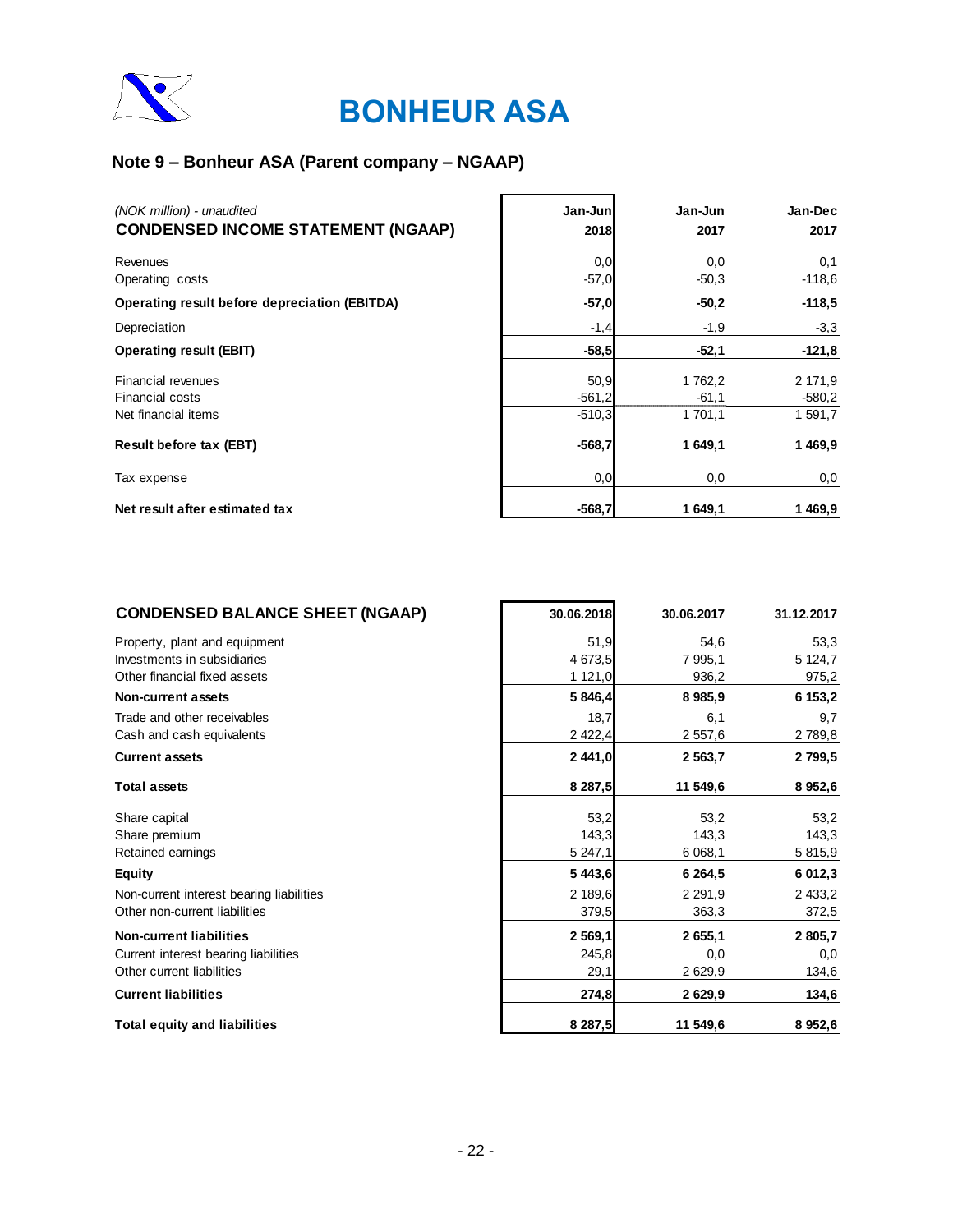# BONHEUR ASA

## Note 9 – Bonheur ASA (Parent company – NGAAP)

| *(NOK million) - unaudited*<br>**CONDENSED INCOME STATEMENT (NGAAP)** | **Jan-Jun 2018** | **Jan-Jun 2017** | **Jan-Dec 2017** |
|---|---|---|---|
| Revenues | 0,0 | 0,0 | 0,1 |
| Operating costs | -57,0 | -50,3 | -118,6 |
| **Operating result before depreciation (EBITDA)** | **-57,0** | **-50,2** | **-118,5** |
| Depreciation | -1,4 | -1,9 | -3,3 |
| **Operating result (EBIT)** | **-58,5** | **-52,1** | **-121,8** |
| Financial revenues | 50,9 | 1 762,2 | 2 171,9 |
| Financial costs | -561,2 | -61,1 | -580,2 |
| Net financial items | -510,3 | 1 701,1 | 1 591,7 |
| **Result before tax (EBT)** | **-568,7** | **1 649,1** | **1 469,9** |
| Tax expense | 0,0 | 0,0 | 0,0 |
| **Net result after estimated tax** | **-568,7** | **1 649,1** | **1 469,9** |

| **CONDENSED BALANCE SHEET (NGAAP)** | **30.06.2018** | **30.06.2017** | **31.12.2017** |
|---|---|---|---|
| Property, plant and equipment | 51,9 | 54,6 | 53,3 |
| Investments in subsidiaries | 4 673,5 | 7 995,1 | 5 124,7 |
| Other financial fixed assets | 1 121,0 | 936,2 | 975,2 |
| **Non-current assets** | **5 846,4** | **8 985,9** | **6 153,2** |
| Trade and other receivables | 18,7 | 6,1 | 9,7 |
| Cash and cash equivalents | 2 422,4 | 2 557,6 | 2 789,8 |
| **Current assets** | **2 441,0** | **2 563,7** | **2 799,5** |
| **Total assets** | **8 287,5** | **11 549,6** | **8 952,6** |
| Share capital | 53,2 | 53,2 | 53,2 |
| Share premium | 143,3 | 143,3 | 143,3 |
| Retained earnings | 5 247,1 | 6 068,1 | 5 815,9 |
| **Equity** | **5 443,6** | **6 264,5** | **6 012,3** |
| Non-current interest bearing liabilities | 2 189,6 | 2 291,9 | 2 433,2 |
| Other non-current liabilities | 379,5 | 363,3 | 372,5 |
| **Non-current liabilities** | **2 569,1** | **2 655,1** | **2 805,7** |
| Current interest bearing liabilities | 245,8 | 0,0 | 0,0 |
| Other current liabilities | 29,1 | 2 629,9 | 134,6 |
| **Current liabilities** | **274,8** | **2 629,9** | **134,6** |
| **Total equity and liabilities** | **8 287,5** | **11 549,6** | **8 952,6** |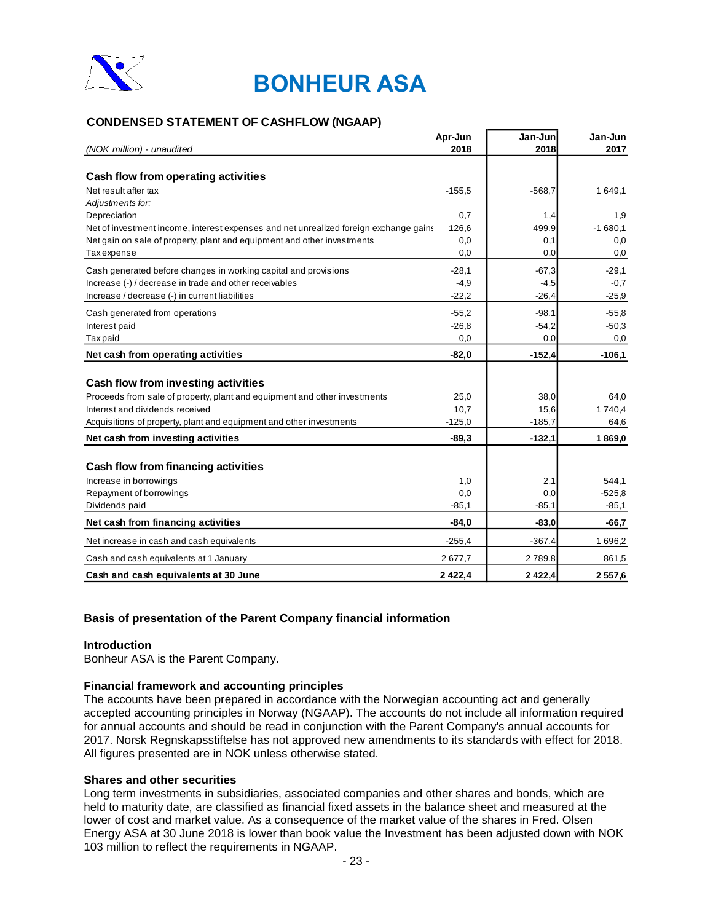# BONHEUR ASA

## CONDENSED STATEMENT OF CASHFLOW (NGAAP)

| *(NOK million) - unaudited* | Apr-Jun 2018 | Jan-Jun 2018 | Jan-Jun 2017 |
|---|---|---|---|
| **Cash flow from operating activities** | | | |
| Net result after tax | -155,5 | -568,7 | 1 649,1 |
| *Adjustments for:* | | | |
| Depreciation | 0,7 | 1,4 | 1,9 |
| Net of investment income, interest expenses and net unrealized foreign exchange gains | 126,6 | 499,9 | -1 680,1 |
| Net gain on sale of property, plant and equipment and other investments | 0,0 | 0,1 | 0,0 |
| Tax expense | 0,0 | 0,0 | 0,0 |
| Cash generated before changes in working capital and provisions | -28,1 | -67,3 | -29,1 |
| Increase (-) / decrease in trade and other receivables | -4,9 | -4,5 | -0,7 |
| Increase / decrease (-) in current liabilities | -22,2 | -26,4 | -25,9 |
| Cash generated from operations | -55,2 | -98,1 | -55,8 |
| Interest paid | -26,8 | -54,2 | -50,3 |
| Tax paid | 0,0 | 0,0 | 0,0 |
| **Net cash from operating activities** | **-82,0** | **-152,4** | **-106,1** |
| **Cash flow from investing activities** | | | |
| Proceeds from sale of property, plant and equipment and other investments | 25,0 | 38,0 | 64,0 |
| Interest and dividends received | 10,7 | 15,6 | 1 740,4 |
| Acquisitions of property, plant and equipment and other investments | -125,0 | -185,7 | 64,6 |
| **Net cash from investing activities** | **-89,3** | **-132,1** | **1 869,0** |
| **Cash flow from financing activities** | | | |
| Increase in borrowings | 1,0 | 2,1 | 544,1 |
| Repayment of borrowings | 0,0 | 0,0 | -525,8 |
| Dividends paid | -85,1 | -85,1 | -85,1 |
| **Net cash from financing activities** | **-84,0** | **-83,0** | **-66,7** |
| Net increase in cash and cash equivalents | -255,4 | -367,4 | 1 696,2 |
| Cash and cash equivalents at 1 January | 2 677,7 | 2 789,8 | 861,5 |
| **Cash and cash equivalents at 30 June** | **2 422,4** | **2 422,4** | **2 557,6** |

### Basis of presentation of the Parent Company financial information

#### Introduction

Bonheur ASA is the Parent Company.

#### Financial framework and accounting principles

The accounts have been prepared in accordance with the Norwegian accounting act and generally accepted accounting principles in Norway (NGAAP). The accounts do not include all information required for annual accounts and should be read in conjunction with the Parent Company's annual accounts for 2017. Norsk Regnskapsstiftelse has not approved new amendments to its standards with effect for 2018. All figures presented are in NOK unless otherwise stated.

#### Shares and other securities

Long term investments in subsidiaries, associated companies and other shares and bonds, which are held to maturity date, are classified as financial fixed assets in the balance sheet and measured at the lower of cost and market value. As a consequence of the market value of the shares in Fred. Olsen Energy ASA at 30 June 2018 is lower than book value the Investment has been adjusted down with NOK 103 million to reflect the requirements in NGAAP.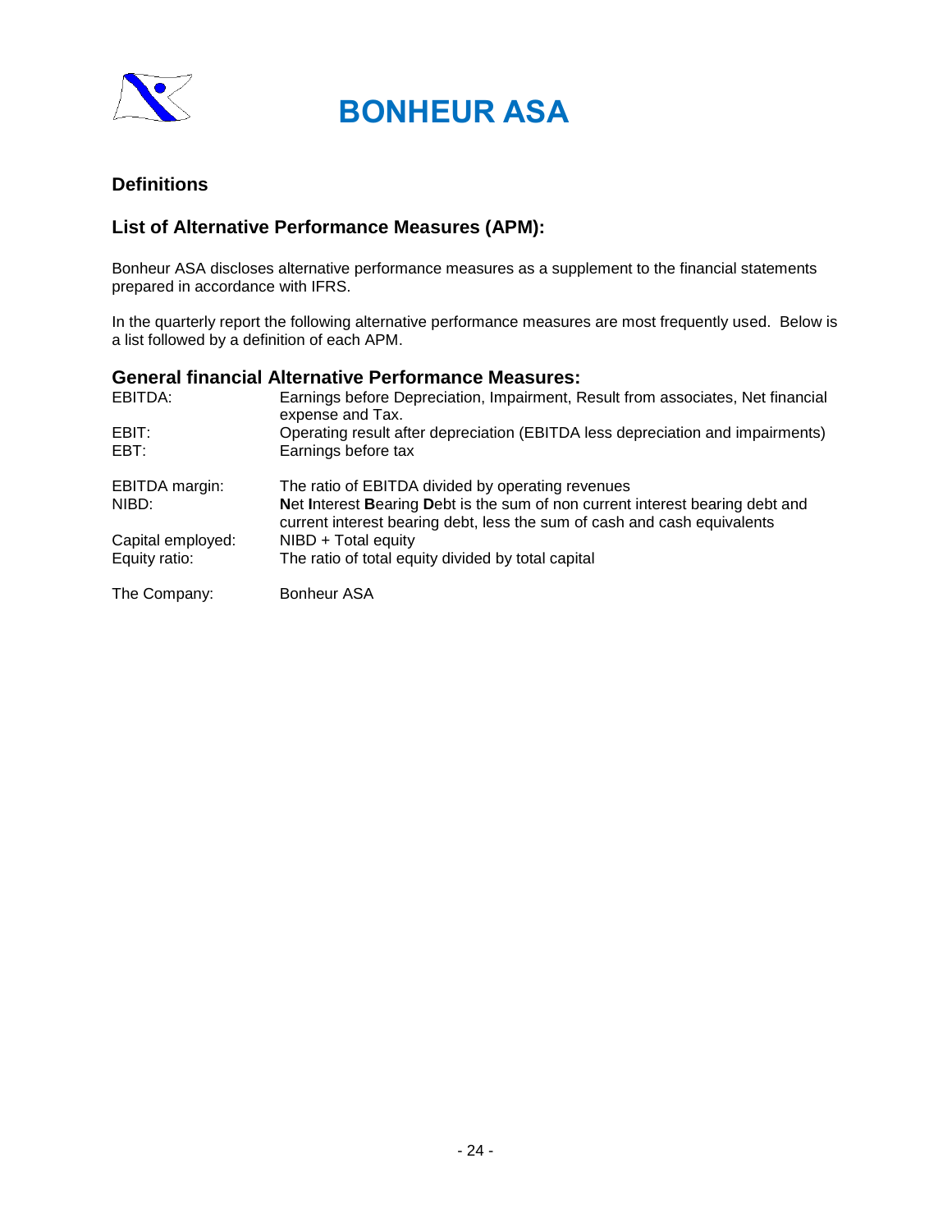# BONHEUR ASA

## Definitions

## List of Alternative Performance Measures (APM):

Bonheur ASA discloses alternative performance measures as a supplement to the financial statements prepared in accordance with IFRS.

In the quarterly report the following alternative performance measures are most frequently used. Below is a list followed by a definition of each APM.

### General financial Alternative Performance Measures:

| | |
|---|---|
| EBITDA: | Earnings before Depreciation, Impairment, Result from associates, Net financial expense and Tax. |
| EBIT: | Operating result after depreciation (EBITDA less depreciation and impairments) |
| EBT: | Earnings before tax |
| EBITDA margin: | The ratio of EBITDA divided by operating revenues |
| NIBD: | **N**et **I**nterest **B**earing **D**ebt is the sum of non current interest bearing debt and current interest bearing debt, less the sum of cash and cash equivalents |
| Capital employed: | NIBD + Total equity |
| Equity ratio: | The ratio of total equity divided by total capital |
| The Company: | Bonheur ASA |